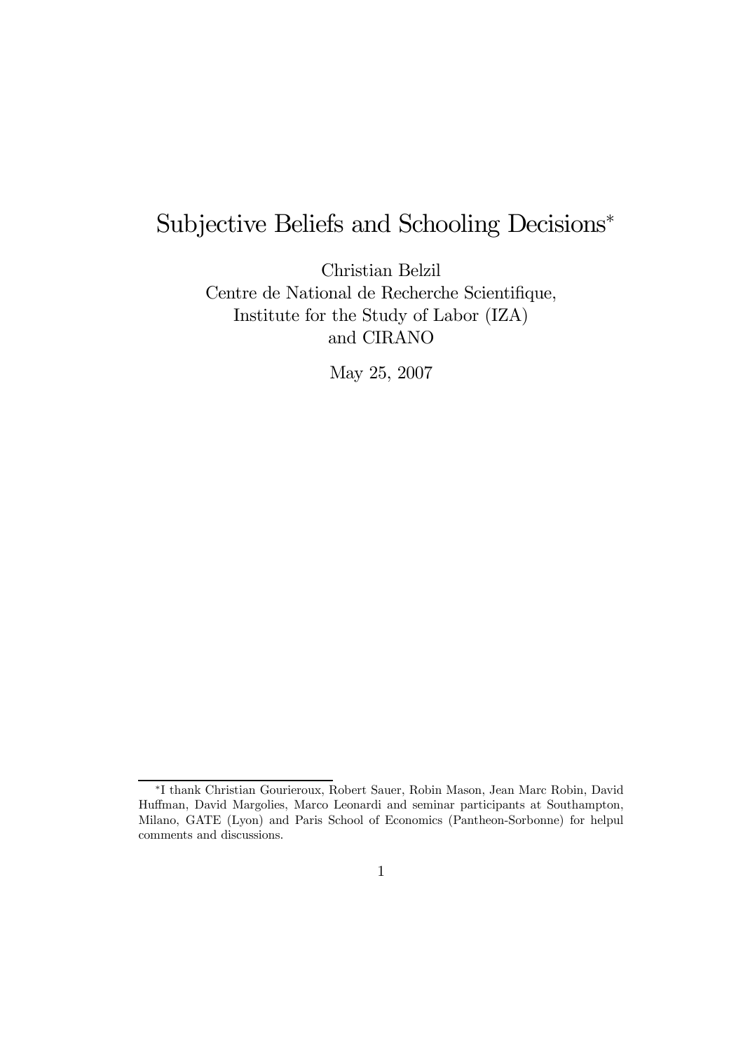# Subjective Beliefs and Schooling Decisions*

Christian Belzil
Centre de National de Recherche Scientifique,
Institute for the Study of Labor (IZA)
and CIRANO

May 25, 2007

---

*I thank Christian Gourieroux, Robert Sauer, Robin Mason, Jean Marc Robin, David Huffman, David Margolies, Marco Leonardi and seminar participants at Southampton, Milano, GATE (Lyon) and Paris School of Economics (Pantheon-Sorbonne) for helpul comments and discussions.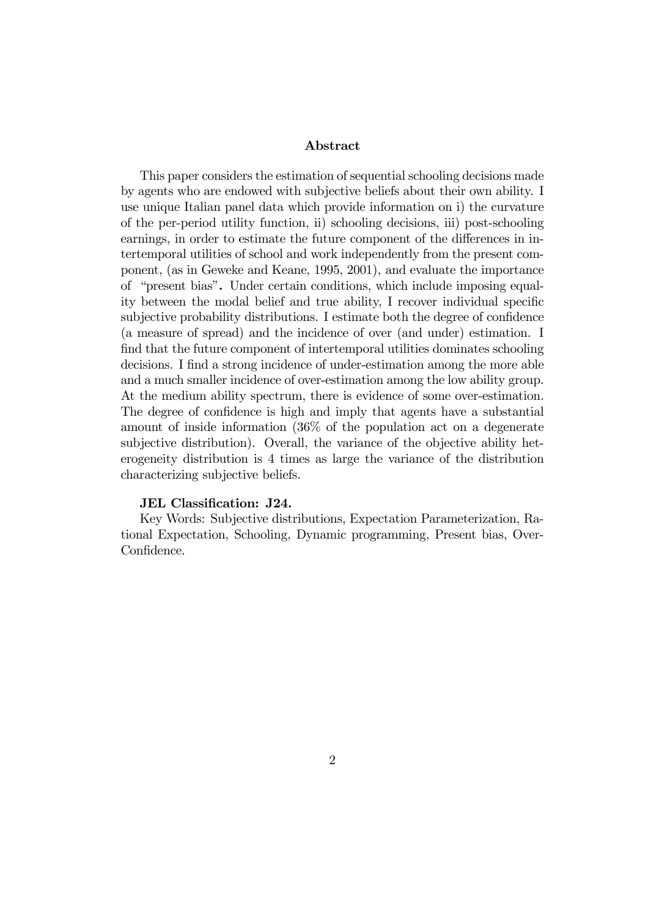## Abstract

This paper considers the estimation of sequential schooling decisions made by agents who are endowed with subjective beliefs about their own ability. I use unique Italian panel data which provide information on i) the curvature of the per-period utility function, ii) schooling decisions, iii) post-schooling earnings, in order to estimate the future component of the differences in intertemporal utilities of school and work independently from the present component, (as in Geweke and Keane, 1995, 2001), and evaluate the importance of "present bias"**.** Under certain conditions, which include imposing equality between the modal belief and true ability, I recover individual specific subjective probability distributions. I estimate both the degree of confidence (a measure of spread) and the incidence of over (and under) estimation. I find that the future component of intertemporal utilities dominates schooling decisions. I find a strong incidence of under-estimation among the more able and a much smaller incidence of over-estimation among the low ability group. At the medium ability spectrum, there is evidence of some over-estimation. The degree of confidence is high and imply that agents have a substantial amount of inside information (36% of the population act on a degenerate subjective distribution). Overall, the variance of the objective ability heterogeneity distribution is 4 times as large the variance of the distribution characterizing subjective beliefs.

**JEL Classification: J24.**

Key Words: Subjective distributions, Expectation Parameterization, Rational Expectation, Schooling, Dynamic programming, Present bias, Over-Confidence.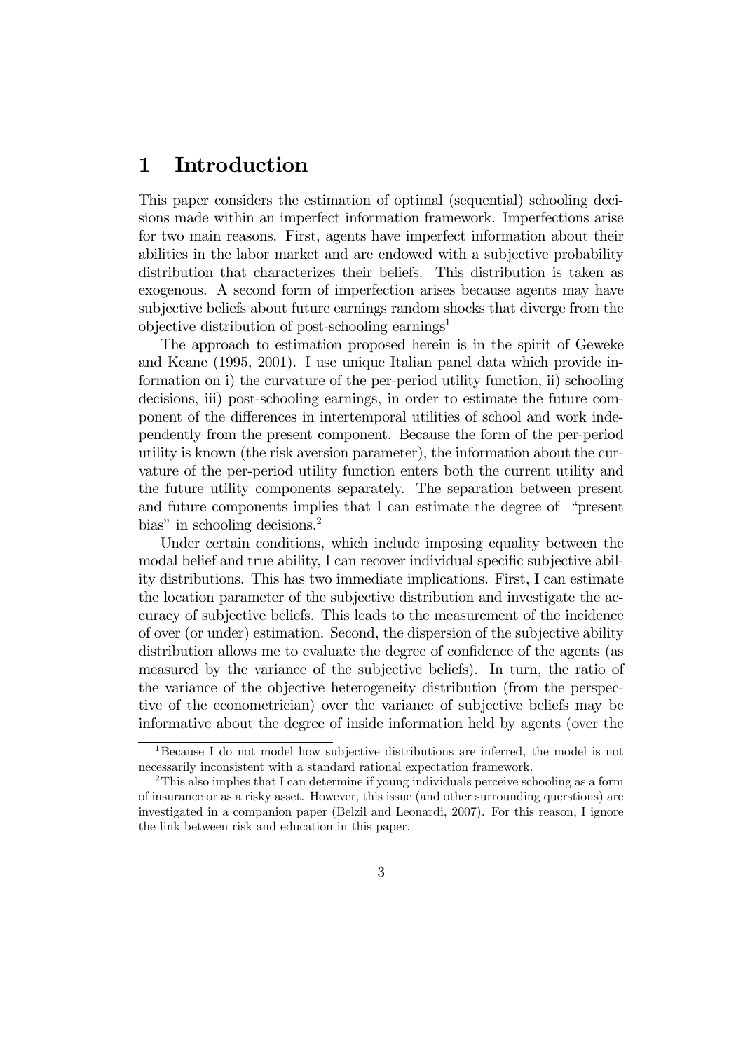# 1 Introduction

This paper considers the estimation of optimal (sequential) schooling decisions made within an imperfect information framework. Imperfections arise for two main reasons. First, agents have imperfect information about their abilities in the labor market and are endowed with a subjective probability distribution that characterizes their beliefs. This distribution is taken as exogenous. A second form of imperfection arises because agents may have subjective beliefs about future earnings random shocks that diverge from the objective distribution of post-schooling earnings[1]

The approach to estimation proposed herein is in the spirit of Geweke and Keane (1995, 2001). I use unique Italian panel data which provide information on i) the curvature of the per-period utility function, ii) schooling decisions, iii) post-schooling earnings, in order to estimate the future component of the differences in intertemporal utilities of school and work independently from the present component. Because the form of the per-period utility is known (the risk aversion parameter), the information about the curvature of the per-period utility function enters both the current utility and the future utility components separately. The separation between present and future components implies that I can estimate the degree of "present bias" in schooling decisions.[2]

Under certain conditions, which include imposing equality between the modal belief and true ability, I can recover individual specific subjective ability distributions. This has two immediate implications. First, I can estimate the location parameter of the subjective distribution and investigate the accuracy of subjective beliefs. This leads to the measurement of the incidence of over (or under) estimation. Second, the dispersion of the subjective ability distribution allows me to evaluate the degree of confidence of the agents (as measured by the variance of the subjective beliefs). In turn, the ratio of the variance of the objective heterogeneity distribution (from the perspective of the econometrician) over the variance of subjective beliefs may be informative about the degree of inside information held by agents (over the

[1] Because I do not model how subjective distributions are inferred, the model is not necessarily inconsistent with a standard rational expectation framework.

[2] This also implies that I can determine if young individuals perceive schooling as a form of insurance or as a risky asset. However, this issue (and other surrounding querstions) are investigated in a companion paper (Belzil and Leonardi, 2007). For this reason, I ignore the link between risk and education in this paper.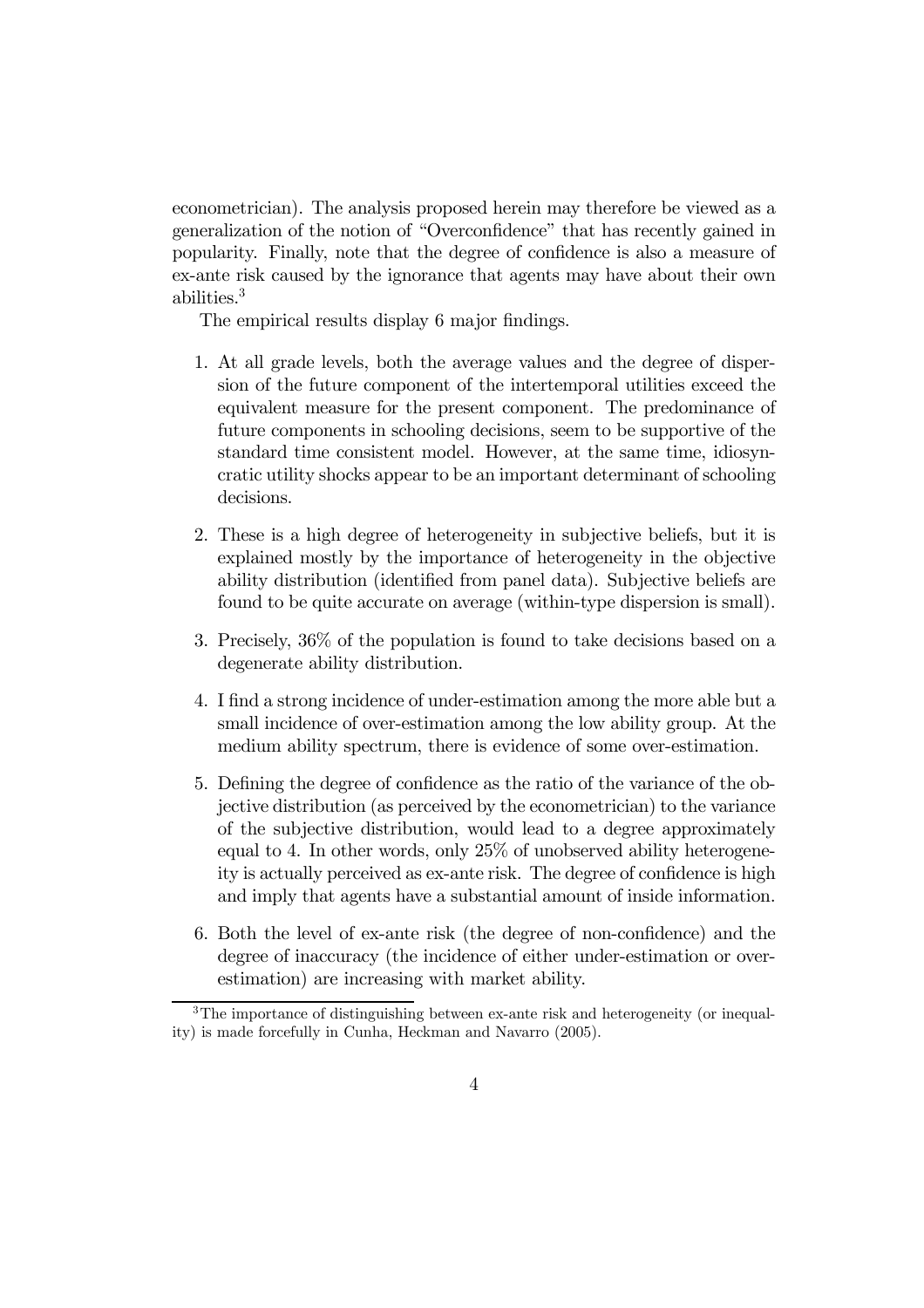econometrician). The analysis proposed herein may therefore be viewed as a generalization of the notion of "Overconfidence" that has recently gained in popularity. Finally, note that the degree of confidence is also a measure of ex-ante risk caused by the ignorance that agents may have about their own abilities.[3]

The empirical results display 6 major findings.

1. At all grade levels, both the average values and the degree of dispersion of the future component of the intertemporal utilities exceed the equivalent measure for the present component. The predominance of future components in schooling decisions, seem to be supportive of the standard time consistent model. However, at the same time, idiosyncratic utility shocks appear to be an important determinant of schooling decisions.

2. These is a high degree of heterogeneity in subjective beliefs, but it is explained mostly by the importance of heterogeneity in the objective ability distribution (identified from panel data). Subjective beliefs are found to be quite accurate on average (within-type dispersion is small).

3. Precisely, 36% of the population is found to take decisions based on a degenerate ability distribution.

4. I find a strong incidence of under-estimation among the more able but a small incidence of over-estimation among the low ability group. At the medium ability spectrum, there is evidence of some over-estimation.

5. Defining the degree of confidence as the ratio of the variance of the objective distribution (as perceived by the econometrician) to the variance of the subjective distribution, would lead to a degree approximately equal to 4. In other words, only 25% of unobserved ability heterogeneity is actually perceived as ex-ante risk. The degree of confidence is high and imply that agents have a substantial amount of inside information.

6. Both the level of ex-ante risk (the degree of non-confidence) and the degree of inaccuracy (the incidence of either under-estimation or over-estimation) are increasing with market ability.

[3] The importance of distinguishing between ex-ante risk and heterogeneity (or inequality) is made forcefully in Cunha, Heckman and Navarro (2005).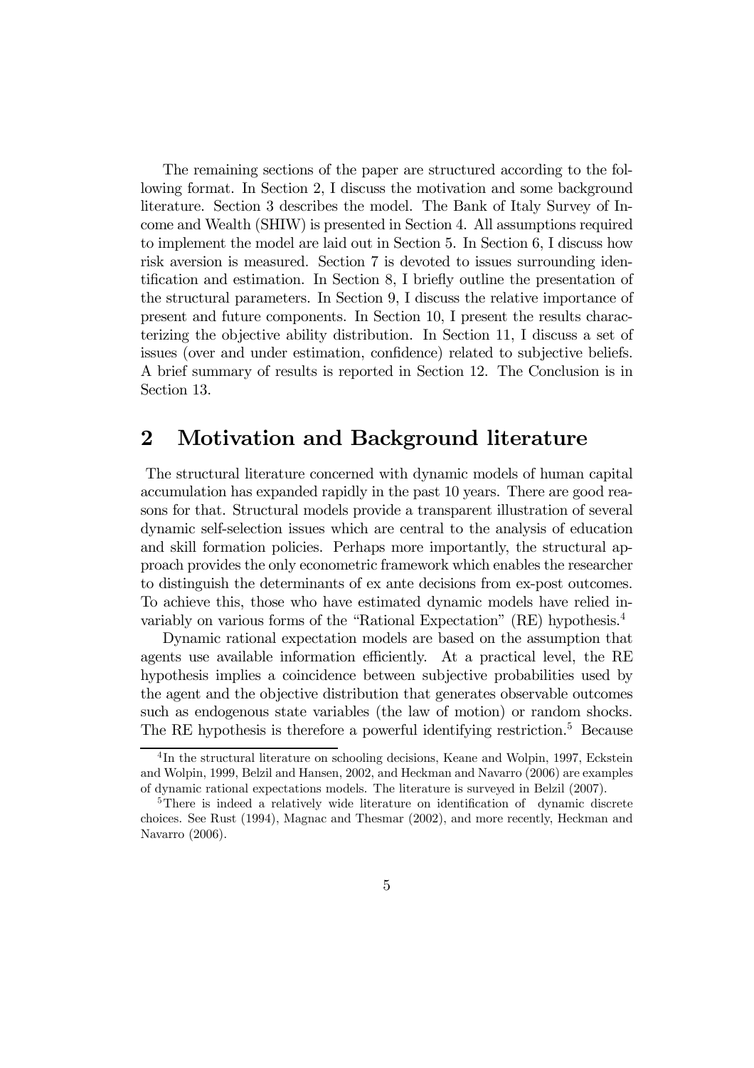The remaining sections of the paper are structured according to the following format. In Section 2, I discuss the motivation and some background literature. Section 3 describes the model. The Bank of Italy Survey of Income and Wealth (SHIW) is presented in Section 4. All assumptions required to implement the model are laid out in Section 5. In Section 6, I discuss how risk aversion is measured. Section 7 is devoted to issues surrounding identification and estimation. In Section 8, I briefly outline the presentation of the structural parameters. In Section 9, I discuss the relative importance of present and future components. In Section 10, I present the results characterizing the objective ability distribution. In Section 11, I discuss a set of issues (over and under estimation, confidence) related to subjective beliefs. A brief summary of results is reported in Section 12. The Conclusion is in Section 13.

## 2 Motivation and Background literature

The structural literature concerned with dynamic models of human capital accumulation has expanded rapidly in the past 10 years. There are good reasons for that. Structural models provide a transparent illustration of several dynamic self-selection issues which are central to the analysis of education and skill formation policies. Perhaps more importantly, the structural approach provides the only econometric framework which enables the researcher to distinguish the determinants of ex ante decisions from ex-post outcomes. To achieve this, those who have estimated dynamic models have relied invariably on various forms of the "Rational Expectation" (RE) hypothesis.[4]

Dynamic rational expectation models are based on the assumption that agents use available information efficiently. At a practical level, the RE hypothesis implies a coincidence between subjective probabilities used by the agent and the objective distribution that generates observable outcomes such as endogenous state variables (the law of motion) or random shocks. The RE hypothesis is therefore a powerful identifying restriction.[5] Because

[4] In the structural literature on schooling decisions, Keane and Wolpin, 1997, Eckstein and Wolpin, 1999, Belzil and Hansen, 2002, and Heckman and Navarro (2006) are examples of dynamic rational expectations models. The literature is surveyed in Belzil (2007).

[5] There is indeed a relatively wide literature on identification of dynamic discrete choices. See Rust (1994), Magnac and Thesmar (2002), and more recently, Heckman and Navarro (2006).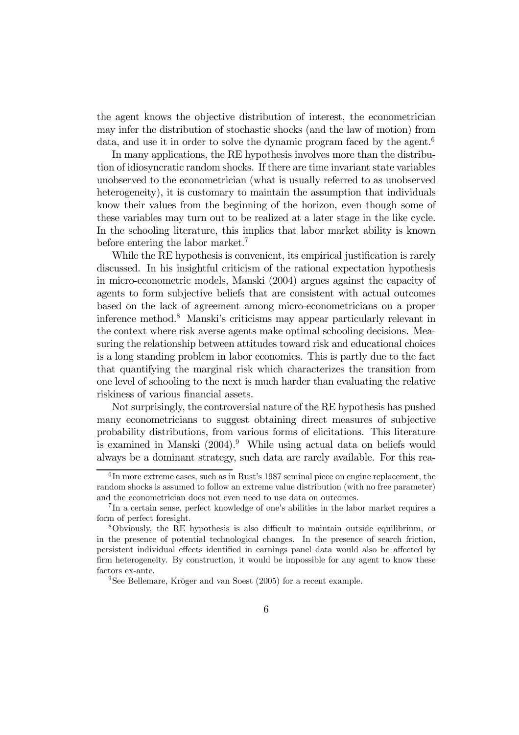the agent knows the objective distribution of interest, the econometrician may infer the distribution of stochastic shocks (and the law of motion) from data, and use it in order to solve the dynamic program faced by the agent.[6]

In many applications, the RE hypothesis involves more than the distribution of idiosyncratic random shocks. If there are time invariant state variables unobserved to the econometrician (what is usually referred to as unobserved heterogeneity), it is customary to maintain the assumption that individuals know their values from the beginning of the horizon, even though some of these variables may turn out to be realized at a later stage in the like cycle. In the schooling literature, this implies that labor market ability is known before entering the labor market.[7]

While the RE hypothesis is convenient, its empirical justification is rarely discussed. In his insightful criticism of the rational expectation hypothesis in micro-econometric models, Manski (2004) argues against the capacity of agents to form subjective beliefs that are consistent with actual outcomes based on the lack of agreement among micro-econometricians on a proper inference method.[8] Manski's criticisms may appear particularly relevant in the context where risk averse agents make optimal schooling decisions. Measuring the relationship between attitudes toward risk and educational choices is a long standing problem in labor economics. This is partly due to the fact that quantifying the marginal risk which characterizes the transition from one level of schooling to the next is much harder than evaluating the relative riskiness of various financial assets.

Not surprisingly, the controversial nature of the RE hypothesis has pushed many econometricians to suggest obtaining direct measures of subjective probability distributions, from various forms of elicitations. This literature is examined in Manski (2004).[9] While using actual data on beliefs would always be a dominant strategy, such data are rarely available. For this rea-

[6] In more extreme cases, such as in Rust's 1987 seminal piece on engine replacement, the random shocks is assumed to follow an extreme value distribution (with no free parameter) and the econometrician does not even need to use data on outcomes.

[7] In a certain sense, perfect knowledge of one's abilities in the labor market requires a form of perfect foresight.

[8] Obviously, the RE hypothesis is also difficult to maintain outside equilibrium, or in the presence of potential technological changes. In the presence of search friction, persistent individual effects identified in earnings panel data would also be affected by firm heterogeneity. By construction, it would be impossible for any agent to know these factors ex-ante.

[9] See Bellemare, Kröger and van Soest (2005) for a recent example.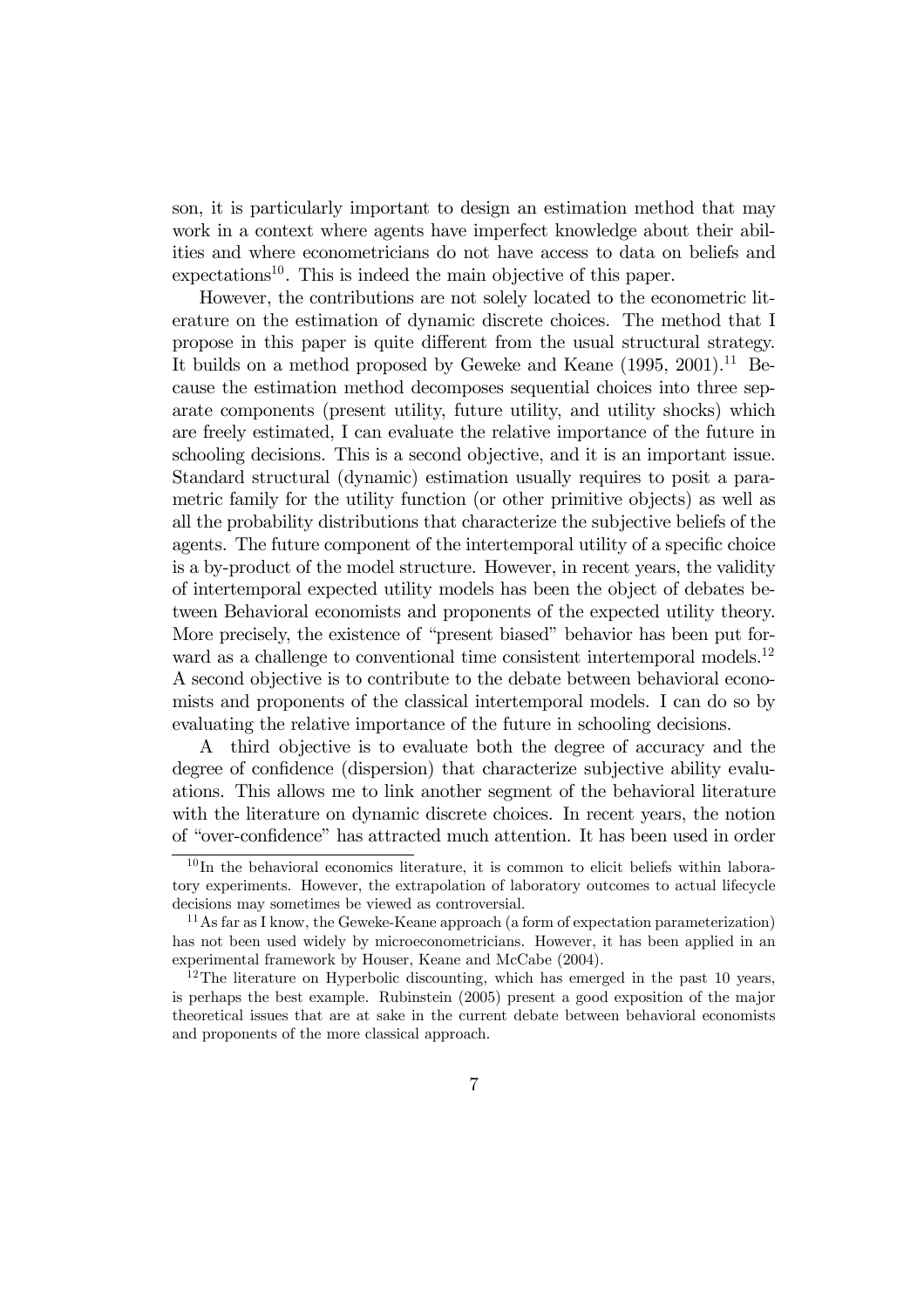son, it is particularly important to design an estimation method that may work in a context where agents have imperfect knowledge about their abilities and where econometricians do not have access to data on beliefs and expectations[10]. This is indeed the main objective of this paper.

However, the contributions are not solely located to the econometric literature on the estimation of dynamic discrete choices. The method that I propose in this paper is quite different from the usual structural strategy. It builds on a method proposed by Geweke and Keane (1995, 2001).[11] Because the estimation method decomposes sequential choices into three separate components (present utility, future utility, and utility shocks) which are freely estimated, I can evaluate the relative importance of the future in schooling decisions. This is a second objective, and it is an important issue. Standard structural (dynamic) estimation usually requires to posit a parametric family for the utility function (or other primitive objects) as well as all the probability distributions that characterize the subjective beliefs of the agents. The future component of the intertemporal utility of a specific choice is a by-product of the model structure. However, in recent years, the validity of intertemporal expected utility models has been the object of debates between Behavioral economists and proponents of the expected utility theory. More precisely, the existence of "present biased" behavior has been put forward as a challenge to conventional time consistent intertemporal models.[12] A second objective is to contribute to the debate between behavioral economists and proponents of the classical intertemporal models. I can do so by evaluating the relative importance of the future in schooling decisions.

A third objective is to evaluate both the degree of accuracy and the degree of confidence (dispersion) that characterize subjective ability evaluations. This allows me to link another segment of the behavioral literature with the literature on dynamic discrete choices. In recent years, the notion of "over-confidence" has attracted much attention. It has been used in order

[10] In the behavioral economics literature, it is common to elicit beliefs within laboratory experiments. However, the extrapolation of laboratory outcomes to actual lifecycle decisions may sometimes be viewed as controversial.

[11] As far as I know, the Geweke-Keane approach (a form of expectation parameterization) has not been used widely by microeconometricians. However, it has been applied in an experimental framework by Houser, Keane and McCabe (2004).

[12] The literature on Hyperbolic discounting, which has emerged in the past 10 years, is perhaps the best example. Rubinstein (2005) present a good exposition of the major theoretical issues that are at sake in the current debate between behavioral economists and proponents of the more classical approach.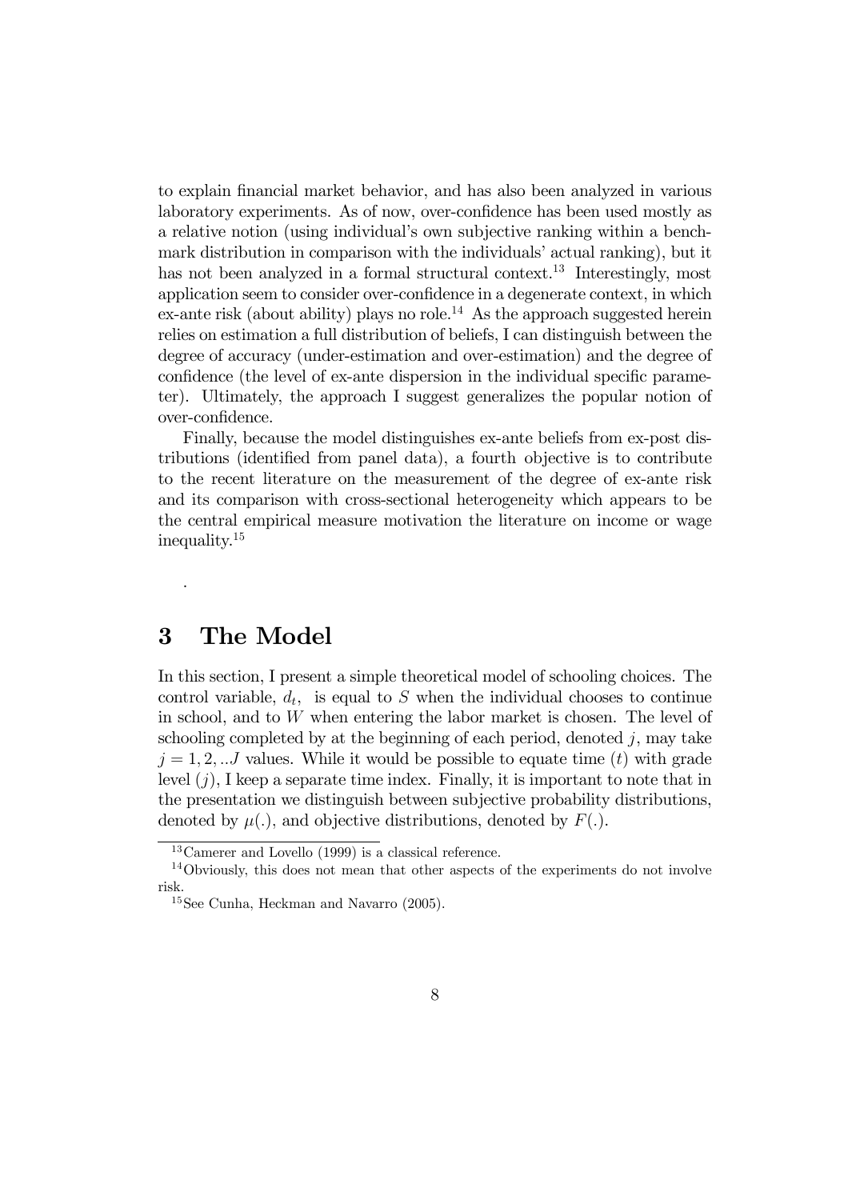to explain financial market behavior, and has also been analyzed in various laboratory experiments. As of now, over-confidence has been used mostly as a relative notion (using individual's own subjective ranking within a benchmark distribution in comparison with the individuals' actual ranking), but it has not been analyzed in a formal structural context.[13] Interestingly, most application seem to consider over-confidence in a degenerate context, in which ex-ante risk (about ability) plays no role.[14] As the approach suggested herein relies on estimation a full distribution of beliefs, I can distinguish between the degree of accuracy (under-estimation and over-estimation) and the degree of confidence (the level of ex-ante dispersion in the individual specific parameter). Ultimately, the approach I suggest generalizes the popular notion of over-confidence.

Finally, because the model distinguishes ex-ante beliefs from ex-post distributions (identified from panel data), a fourth objective is to contribute to the recent literature on the measurement of the degree of ex-ante risk and its comparison with cross-sectional heterogeneity which appears to be the central empirical measure motivation the literature on income or wage inequality.[15]

.

# 3 The Model

In this section, I present a simple theoretical model of schooling choices. The control variable, $d_t$, is equal to $S$ when the individual chooses to continue in school, and to $W$ when entering the labor market is chosen. The level of schooling completed by at the beginning of each period, denoted $j$, may take $j = 1, 2, ..J$ values. While it would be possible to equate time ($t$) with grade level ($j$), I keep a separate time index. Finally, it is important to note that in the presentation we distinguish between subjective probability distributions, denoted by $\mu(.)$, and objective distributions, denoted by $F(.)$.

[13] Camerer and Lovello (1999) is a classical reference.

[14] Obviously, this does not mean that other aspects of the experiments do not involve risk.

[15] See Cunha, Heckman and Navarro (2005).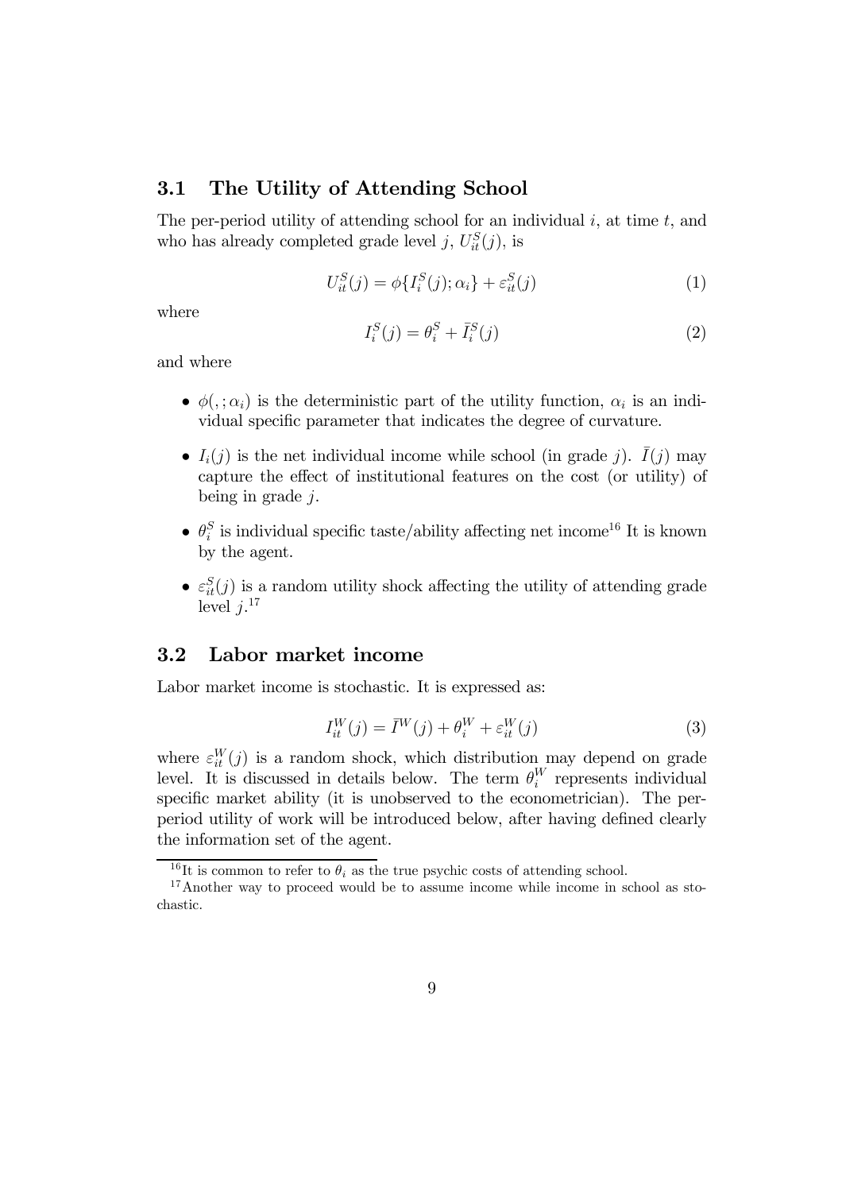### 3.1 The Utility of Attending School

The per-period utility of attending school for an individual $i$, at time $t$, and who has already completed grade level $j$, $U_{it}^S(j)$, is

$$U_{it}^S(j) = \phi\{I_i^S(j); \alpha_i\} + \varepsilon_{it}^S(j) \tag{1}$$

where

$$I_i^S(j) = \theta_i^S + \bar{I}_i^S(j) \tag{2}$$

and where

- $\phi(,;\alpha_i)$ is the deterministic part of the utility function, $\alpha_i$ is an individual specific parameter that indicates the degree of curvature.
- $I_i(j)$ is the net individual income while school (in grade $j$). $\bar{I}(j)$ may capture the effect of institutional features on the cost (or utility) of being in grade $j$.
- $\theta_i^S$ is individual specific taste/ability affecting net income[16] It is known by the agent.
- $\varepsilon_{it}^S(j)$ is a random utility shock affecting the utility of attending grade level $j$.[17]

### 3.2 Labor market income

Labor market income is stochastic. It is expressed as:

$$I_{it}^W(j) = \bar{I}^W(j) + \theta_i^W + \varepsilon_{it}^W(j) \tag{3}$$

where $\varepsilon_{it}^W(j)$ is a random shock, which distribution may depend on grade level. It is discussed in details below. The term $\theta_i^W$ represents individual specific market ability (it is unobserved to the econometrician). The per-period utility of work will be introduced below, after having defined clearly the information set of the agent.

[16] It is common to refer to $\theta_i$ as the true psychic costs of attending school.

[17] Another way to proceed would be to assume income while income in school as stochastic.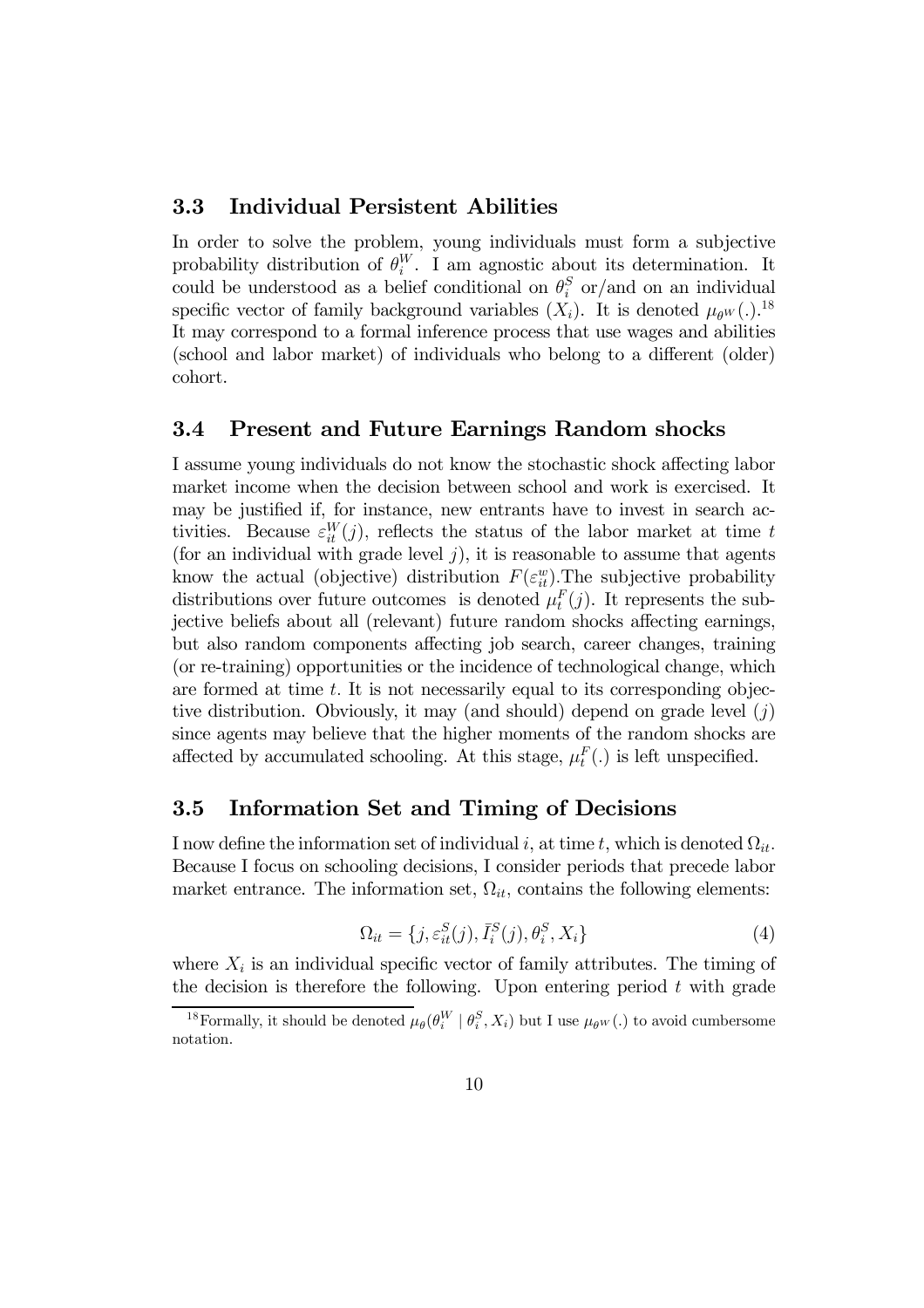## 3.3 Individual Persistent Abilities

In order to solve the problem, young individuals must form a subjective probability distribution of $\theta_i^W$. I am agnostic about its determination. It could be understood as a belief conditional on $\theta_i^S$ or/and on an individual specific vector of family background variables ($X_i$). It is denoted $\mu_{\theta^W}(.)$.[18] It may correspond to a formal inference process that use wages and abilities (school and labor market) of individuals who belong to a different (older) cohort.

## 3.4 Present and Future Earnings Random shocks

I assume young individuals do not know the stochastic shock affecting labor market income when the decision between school and work is exercised. It may be justified if, for instance, new entrants have to invest in search activities. Because $\varepsilon_{it}^W(j)$, reflects the status of the labor market at time $t$ (for an individual with grade level $j$), it is reasonable to assume that agents know the actual (objective) distribution $F(\varepsilon_{it}^w)$.The subjective probability distributions over future outcomes is denoted $\mu_t^F(j)$. It represents the subjective beliefs about all (relevant) future random shocks affecting earnings, but also random components affecting job search, career changes, training (or re-training) opportunities or the incidence of technological change, which are formed at time $t$. It is not necessarily equal to its corresponding objective distribution. Obviously, it may (and should) depend on grade level ($j$) since agents may believe that the higher moments of the random shocks are affected by accumulated schooling. At this stage, $\mu_t^F(.)$ is left unspecified.

## 3.5 Information Set and Timing of Decisions

I now define the information set of individual $i$, at time $t$, which is denoted $\Omega_{it}$. Because I focus on schooling decisions, I consider periods that precede labor market entrance. The information set, $\Omega_{it}$, contains the following elements:

$$\Omega_{it} = \{j, \varepsilon_{it}^S(j), \bar{I}_i^S(j), \theta_i^S, X_i\} \tag{4}$$

where $X_i$ is an individual specific vector of family attributes. The timing of the decision is therefore the following. Upon entering period $t$ with grade

[18] Formally, it should be denoted $\mu_\theta(\theta_i^W \mid \theta_i^S, X_i)$ but I use $\mu_{\theta^W}(.)$ to avoid cumbersome notation.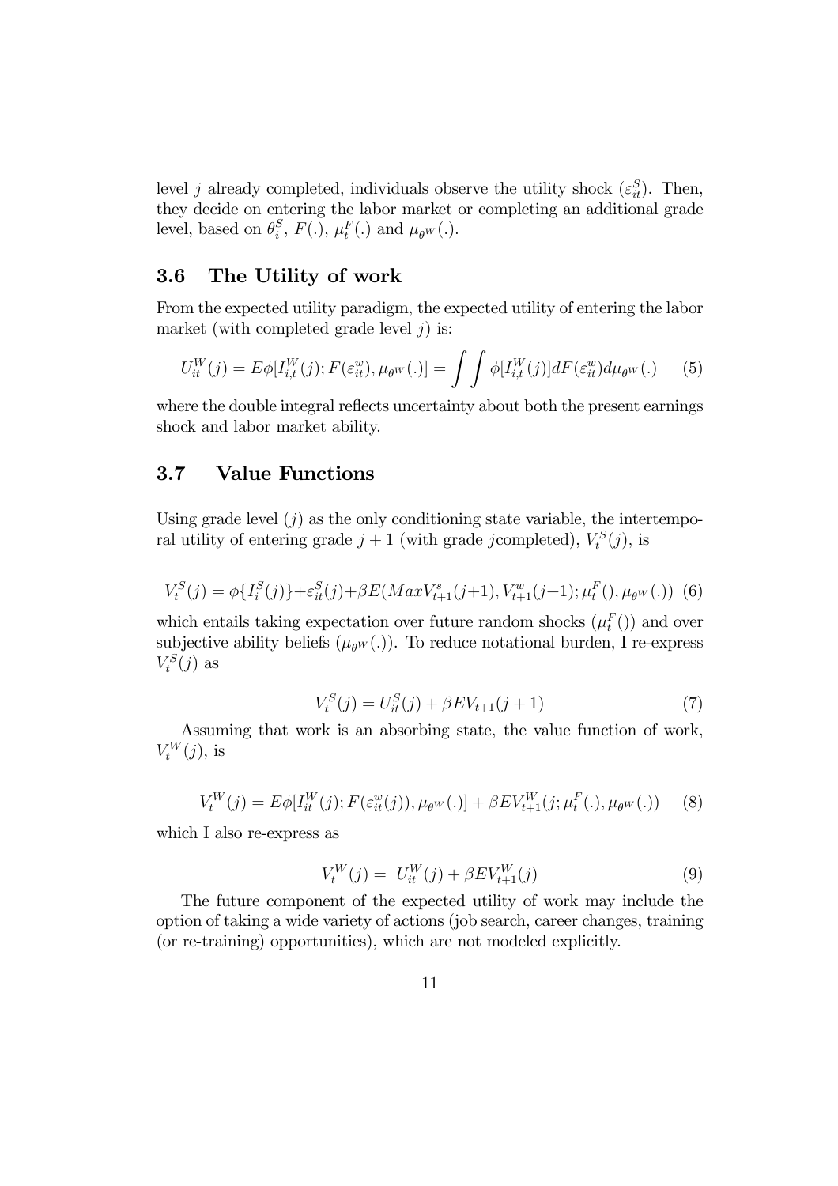level $j$ already completed, individuals observe the utility shock ($\varepsilon_{it}^{S}$). Then, they decide on entering the labor market or completing an additional grade level, based on $\theta_i^S$, $F(.)$, $\mu_t^F(.)$ and $\mu_{\theta^W}(.)$.

### 3.6 The Utility of work

From the expected utility paradigm, the expected utility of entering the labor market (with completed grade level $j$) is:

$$U_{it}^{W}(j) = E\phi[I_{i,t}^{W}(j); F(\varepsilon_{it}^{w}), \mu_{\theta^W}(.)] = \int\int \phi[I_{i,t}^{W}(j)]dF(\varepsilon_{it}^{w})d\mu_{\theta^W}(.) \quad (5)$$

where the double integral reflects uncertainty about both the present earnings shock and labor market ability.

### 3.7 Value Functions

Using grade level ($j$) as the only conditioning state variable, the intertemporal utility of entering grade $j+1$ (with grade $j$completed), $V_t^S(j)$, is

$$V_t^S(j) = \phi\{I_i^S(j)\} + \varepsilon_{it}^S(j) + \beta E(MaxV_{t+1}^s(j+1), V_{t+1}^w(j+1); \mu_t^F(), \mu_{\theta^W}(.)) \quad (6)$$

which entails taking expectation over future random shocks ($\mu_t^F()$) and over subjective ability beliefs ($\mu_{\theta^W}(.)$). To reduce notational burden, I re-express $V_t^S(j)$ as

$$V_t^S(j) = U_{it}^S(j) + \beta EV_{t+1}(j+1) \quad (7)$$

Assuming that work is an absorbing state, the value function of work, $V_t^W(j)$, is

$$V_t^W(j) = E\phi[I_{it}^W(j); F(\varepsilon_{it}^w(j)), \mu_{\theta^W}(.)] + \beta EV_{t+1}^W(j; \mu_t^F(.), \mu_{\theta^W}(.)) \quad (8)$$

which I also re-express as

$$V_t^W(j) = U_{it}^W(j) + \beta EV_{t+1}^W(j) \quad (9)$$

The future component of the expected utility of work may include the option of taking a wide variety of actions (job search, career changes, training (or re-training) opportunities), which are not modeled explicitly.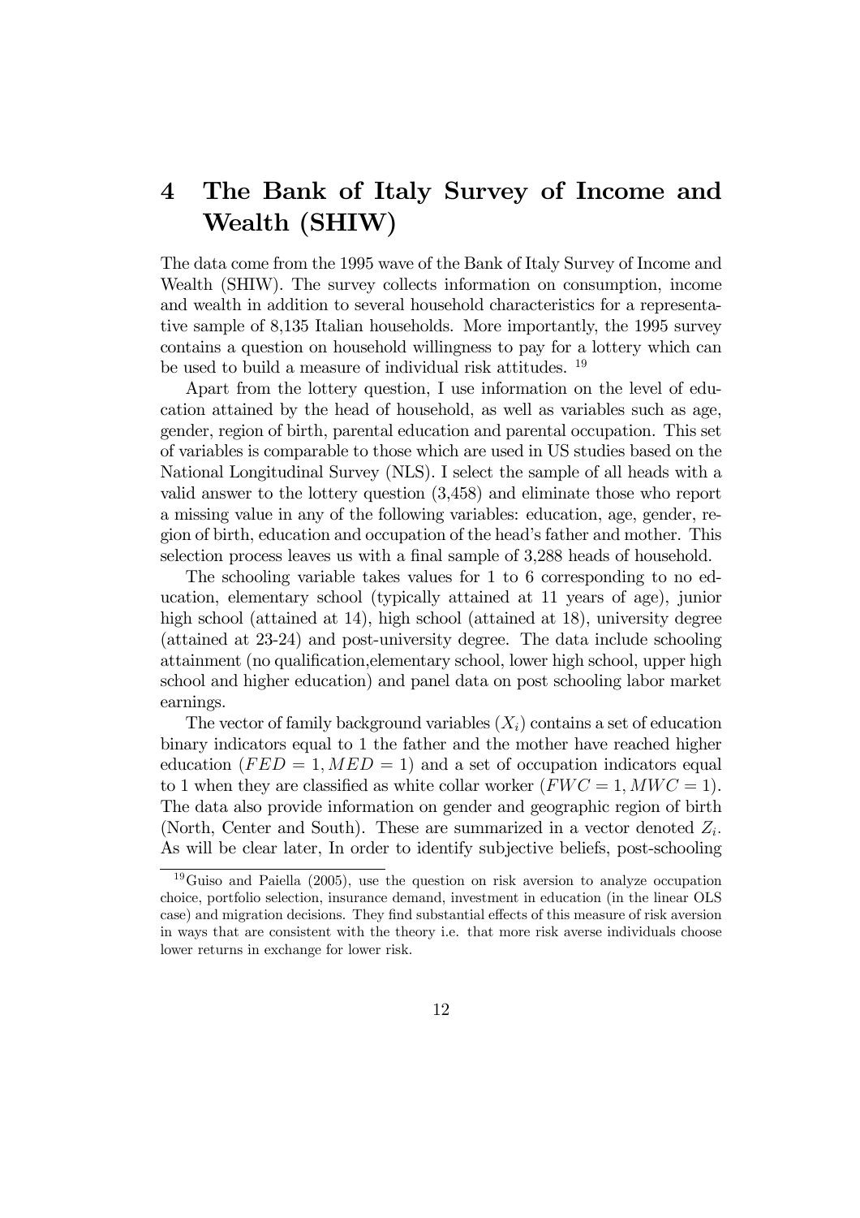# 4 The Bank of Italy Survey of Income and Wealth (SHIW)

The data come from the 1995 wave of the Bank of Italy Survey of Income and Wealth (SHIW). The survey collects information on consumption, income and wealth in addition to several household characteristics for a representative sample of 8,135 Italian households. More importantly, the 1995 survey contains a question on household willingness to pay for a lottery which can be used to build a measure of individual risk attitudes. [19]

Apart from the lottery question, I use information on the level of education attained by the head of household, as well as variables such as age, gender, region of birth, parental education and parental occupation. This set of variables is comparable to those which are used in US studies based on the National Longitudinal Survey (NLS). I select the sample of all heads with a valid answer to the lottery question (3,458) and eliminate those who report a missing value in any of the following variables: education, age, gender, region of birth, education and occupation of the head's father and mother. This selection process leaves us with a final sample of 3,288 heads of household.

The schooling variable takes values for 1 to 6 corresponding to no education, elementary school (typically attained at 11 years of age), junior high school (attained at 14), high school (attained at 18), university degree (attained at 23-24) and post-university degree. The data include schooling attainment (no qualification,elementary school, lower high school, upper high school and higher education) and panel data on post schooling labor market earnings.

The vector of family background variables ($X_i$) contains a set of education binary indicators equal to 1 the father and the mother have reached higher education ($FED = 1, MED = 1$) and a set of occupation indicators equal to 1 when they are classified as white collar worker ($FWC = 1, MWC = 1$). The data also provide information on gender and geographic region of birth (North, Center and South). These are summarized in a vector denoted $Z_i$. As will be clear later, In order to identify subjective beliefs, post-schooling

[19] Guiso and Paiella (2005), use the question on risk aversion to analyze occupation choice, portfolio selection, insurance demand, investment in education (in the linear OLS case) and migration decisions. They find substantial effects of this measure of risk aversion in ways that are consistent with the theory i.e. that more risk averse individuals choose lower returns in exchange for lower risk.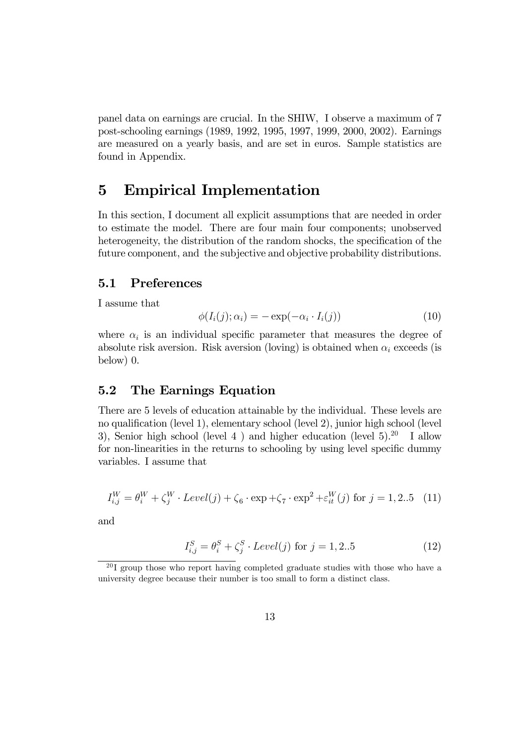panel data on earnings are crucial. In the SHIW, I observe a maximum of 7 post-schooling earnings (1989, 1992, 1995, 1997, 1999, 2000, 2002). Earnings are measured on a yearly basis, and are set in euros. Sample statistics are found in Appendix.

# 5 Empirical Implementation

In this section, I document all explicit assumptions that are needed in order to estimate the model. There are four main four components; unobserved heterogeneity, the distribution of the random shocks, the specification of the future component, and the subjective and objective probability distributions.

## 5.1 Preferences

I assume that

$$\phi(I_i(j); \alpha_i) = -\exp(-\alpha_i \cdot I_i(j)) \tag{10}$$

where $\alpha_i$ is an individual specific parameter that measures the degree of absolute risk aversion. Risk aversion (loving) is obtained when $\alpha_i$ exceeds (is below) 0.

## 5.2 The Earnings Equation

There are 5 levels of education attainable by the individual. These levels are no qualification (level 1), elementary school (level 2), junior high school (level 3), Senior high school (level 4 ) and higher education (level 5).[20] I allow for non-linearities in the returns to schooling by using level specific dummy variables. I assume that

$$I_{i,j}^W = \theta_i^W + \zeta_j^W \cdot Level(j) + \zeta_6 \cdot \exp + \zeta_7 \cdot \exp^2 + \varepsilon_{it}^W(j) \text{ for } j = 1, 2..5 \tag{11}$$

and

$$I_{i,j}^S = \theta_i^S + \zeta_j^S \cdot Level(j) \text{ for } j = 1, 2..5 \tag{12}$$

[20] I group those who report having completed graduate studies with those who have a university degree because their number is too small to form a distinct class.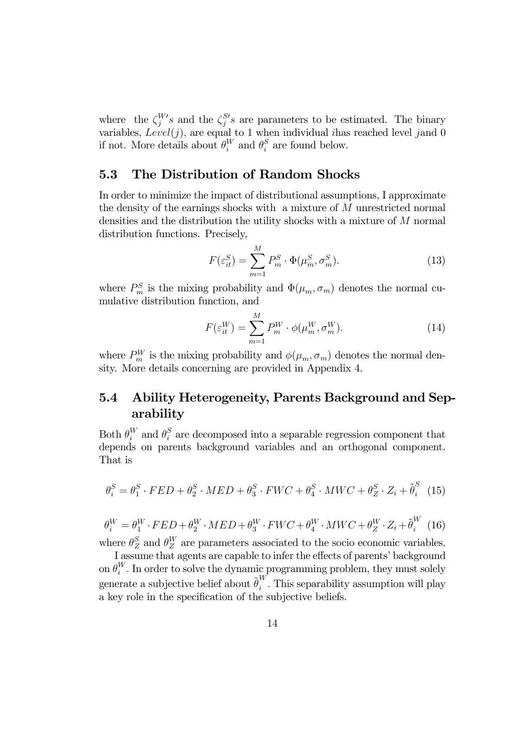where the $\zeta_j^{W\prime}s$ and the $\zeta_j^{S\prime}s$ are parameters to be estimated. The binary variables, $Level(j)$, are equal to 1 when individual $i$has reached level $j$and 0 if not. More details about $\theta_i^W$ and $\theta_i^S$ are found below.

## 5.3 The Distribution of Random Shocks

In order to minimize the impact of distributional assumptions, I approximate the density of the earnings shocks with a mixture of $M$ unrestricted normal densities and the distribution the utility shocks with a mixture of $M$ normal distribution functions. Precisely,

$$F(\varepsilon_{it}^S) = \sum_{m=1}^{M} P_m^S \cdot \Phi(\mu_m^S, \sigma_m^S). \tag{13}$$

where $P_m^S$ is the mixing probability and $\Phi(\mu_m, \sigma_m)$ denotes the normal cumulative distribution function, and

$$F(\varepsilon_{it}^W) = \sum_{m=1}^{M} P_m^W \cdot \phi(\mu_m^W, \sigma_m^W). \tag{14}$$

where $P_m^W$ is the mixing probability and $\phi(\mu_m, \sigma_m)$ denotes the normal density. More details concerning are provided in Appendix 4.

## 5.4 Ability Heterogeneity, Parents Background and Separability

Both $\theta_i^W$ and $\theta_i^S$ are decomposed into a separable regression component that depends on parents background variables and an orthogonal component. That is

$$\theta_i^S = \theta_1^S \cdot FED + \theta_2^S \cdot MED + \theta_3^S \cdot FWC + \theta_4^S \cdot MWC + \theta_Z^S \cdot Z_i + \tilde{\theta}_i^S \tag{15}$$

$$\theta_i^W = \theta_1^W \cdot FED + \theta_2^W \cdot MED + \theta_3^W \cdot FWC + \theta_4^W \cdot MWC + \theta_Z^W \cdot Z_i + \tilde{\theta}_i^W \tag{16}$$

where $\theta_Z^S$ and $\theta_Z^W$ are parameters associated to the socio economic variables.

I assume that agents are capable to infer the effects of parents' background on $\theta_i^W$. In order to solve the dynamic programming problem, they must solely generate a subjective belief about $\tilde{\theta}_i^W$. This separability assumption will play a key role in the specification of the subjective beliefs.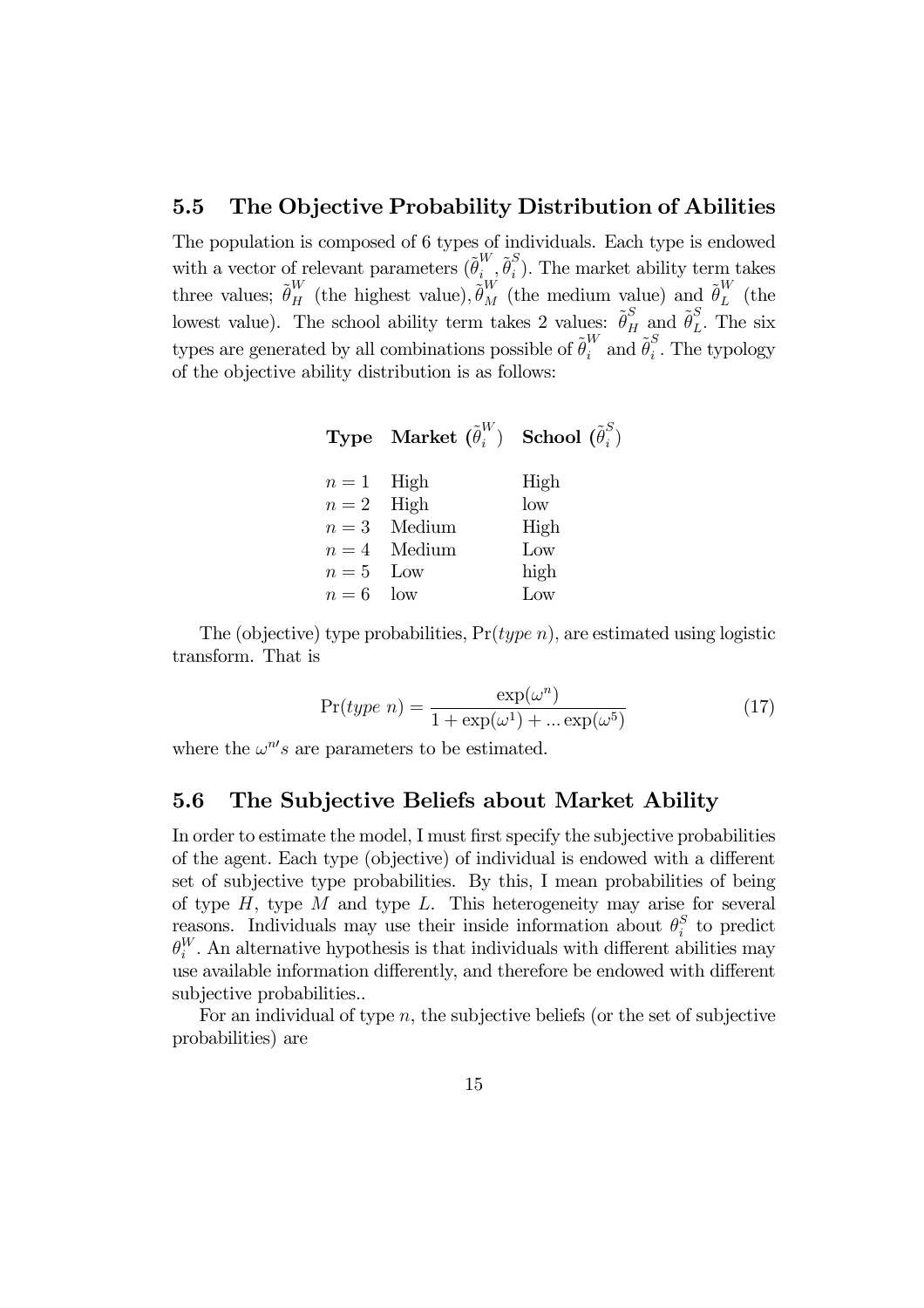### 5.5 The Objective Probability Distribution of Abilities

The population is composed of 6 types of individuals. Each type is endowed with a vector of relevant parameters $(\tilde{\theta}_i^W, \tilde{\theta}_i^S)$. The market ability term takes three values; $\tilde{\theta}_H^W$ (the highest value), $\tilde{\theta}_M^W$ (the medium value) and $\tilde{\theta}_L^W$ (the lowest value). The school ability term takes 2 values: $\tilde{\theta}_H^S$ and $\tilde{\theta}_L^S$. The six types are generated by all combinations possible of $\tilde{\theta}_i^W$ and $\tilde{\theta}_i^S$. The typology of the objective ability distribution is as follows:

| **Type** | **Market** $(\tilde{\theta}_i^W)$ | **School** $(\tilde{\theta}_i^S)$ |
|---|---|---|
| $n = 1$ | High | High |
| $n = 2$ | High | low |
| $n = 3$ | Medium | High |
| $n = 4$ | Medium | Low |
| $n = 5$ | Low | high |
| $n = 6$ | low | Low |

The (objective) type probabilities, $\Pr(type\ n)$, are estimated using logistic transform. That is

$$\Pr(type\ n) = \frac{\exp(\omega^n)}{1 + \exp(\omega^1) + ... \exp(\omega^5)} \tag{17}$$

where the $\omega^{n\prime}s$ are parameters to be estimated.

### 5.6 The Subjective Beliefs about Market Ability

In order to estimate the model, I must first specify the subjective probabilities of the agent. Each type (objective) of individual is endowed with a different set of subjective type probabilities. By this, I mean probabilities of being of type $H$, type $M$ and type $L$. This heterogeneity may arise for several reasons. Individuals may use their inside information about $\theta_i^S$ to predict $\theta_i^W$. An alternative hypothesis is that individuals with different abilities may use available information differently, and therefore be endowed with different subjective probabilities..

For an individual of type $n$, the subjective beliefs (or the set of subjective probabilities) are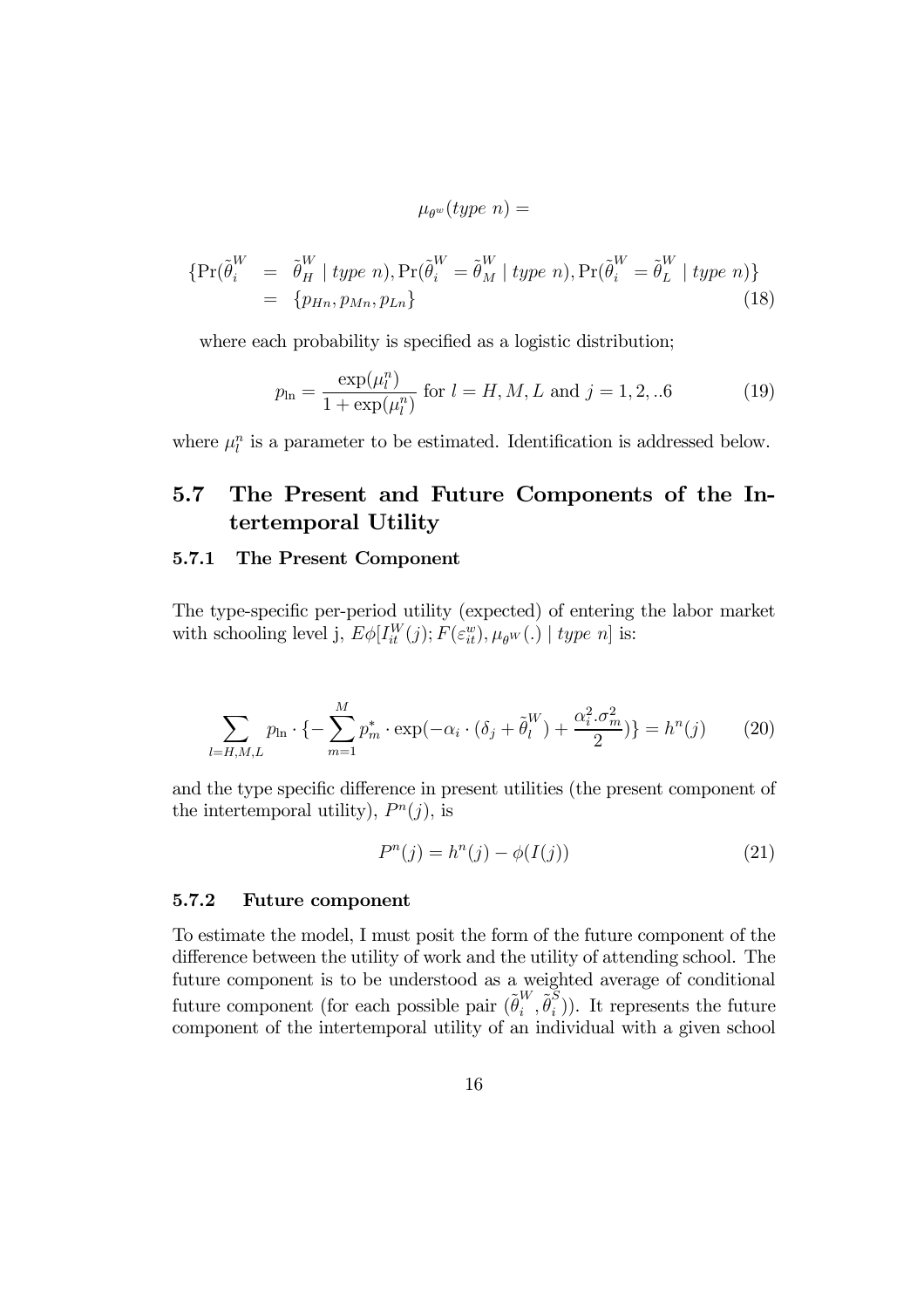$$\mu_{\theta^w}(type\ n) =$$

$$\begin{aligned}\{\Pr(\tilde{\theta}_i^W &= \tilde{\theta}_H^W \mid type\ n), \Pr(\tilde{\theta}_i^W = \tilde{\theta}_M^W \mid type\ n), \Pr(\tilde{\theta}_i^W = \tilde{\theta}_L^W \mid type\ n)\} \\ &= \{p_{Hn}, p_{Mn}, p_{Ln}\} \end{aligned} \tag{18}$$

where each probability is specified as a logistic distribution;

$$p_{\ln} = \frac{\exp(\mu_l^n)}{1 + \exp(\mu_l^n)} \text{ for } l = H, M, L \text{ and } j = 1, 2, ..6 \tag{19}$$

where $\mu_l^n$ is a parameter to be estimated. Identification is addressed below.

## 5.7 The Present and Future Components of the Intertemporal Utility

### 5.7.1 The Present Component

The type-specific per-period utility (expected) of entering the labor market with schooling level j, $E\phi[I_{it}^W(j); F(\varepsilon_{it}^w), \mu_{\theta^W}(.) \mid type\ n]$ is:

$$\sum_{l=H,M,L} p_{\ln} \cdot \{-\sum_{m=1}^{M} p_m^* \cdot \exp(-\alpha_i \cdot (\delta_j + \tilde{\theta}_l^W) + \frac{\alpha_i^2 . \sigma_m^2}{2})\} = h^n(j) \tag{20}$$

and the type specific difference in present utilities (the present component of the intertemporal utility), $P^n(j)$, is

$$P^n(j) = h^n(j) - \phi(I(j)) \tag{21}$$

### 5.7.2 Future component

To estimate the model, I must posit the form of the future component of the difference between the utility of work and the utility of attending school. The future component is to be understood as a weighted average of conditional future component (for each possible pair $(\tilde{\theta}_i^W, \tilde{\theta}_i^S)$). It represents the future component of the intertemporal utility of an individual with a given school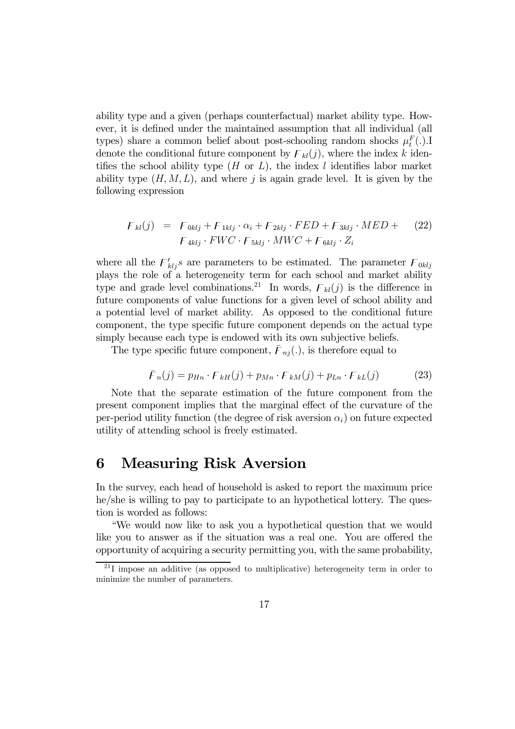ability type and a given (perhaps counterfactual) market ability type. However, it is defined under the maintained assumption that all individual (all types) share a common belief about post-schooling random shocks $\mu_t^F(.)$.I denote the conditional future component by $F_{kl}(j)$, where the index $k$ identifies the school ability type ($H$ or $L$), the index $l$ identifies labor market ability type ($H, M, L$), and where $j$ is again grade level. It is given by the following expression

$$
\begin{aligned}
F_{kl}(j) &= F_{0klj} + F_{1klj} \cdot \alpha_i + F_{2klj} \cdot FED + F_{3klj} \cdot MED + \\
&\quad F_{4klj} \cdot FWC \cdot F_{5klj} \cdot MWC + F_{6klj} \cdot Z_i
\end{aligned}
\tag{22}
$$

where all the $F'_{klj}s$ are parameters to be estimated. The parameter $F_{0klj}$ plays the role of a heterogeneity term for each school and market ability type and grade level combinations.[21] In words, $F_{kl}(j)$ is the difference in future components of value functions for a given level of school ability and a potential level of market ability. As opposed to the conditional future component, the type specific future component depends on the actual type simply because each type is endowed with its own subjective beliefs.

The type specific future component, $\bar{F}_{nj}(.)$, is therefore equal to

$$
\bar{F}_n(j) = p_{Hn} \cdot F_{kH}(j) + p_{Mn} \cdot F_{kM}(j) + p_{Ln} \cdot F_{kL}(j) \tag{23}
$$

Note that the separate estimation of the future component from the present component implies that the marginal effect of the curvature of the per-period utility function (the degree of risk aversion $\alpha_i$) on future expected utility of attending school is freely estimated.

# 6 Measuring Risk Aversion

In the survey, each head of household is asked to report the maximum price he/she is willing to pay to participate to an hypothetical lottery. The question is worded as follows:

"We would now like to ask you a hypothetical question that we would like you to answer as if the situation was a real one. You are offered the opportunity of acquiring a security permitting you, with the same probability,

[21] I impose an additive (as opposed to multiplicative) heterogeneity term in order to minimize the number of parameters.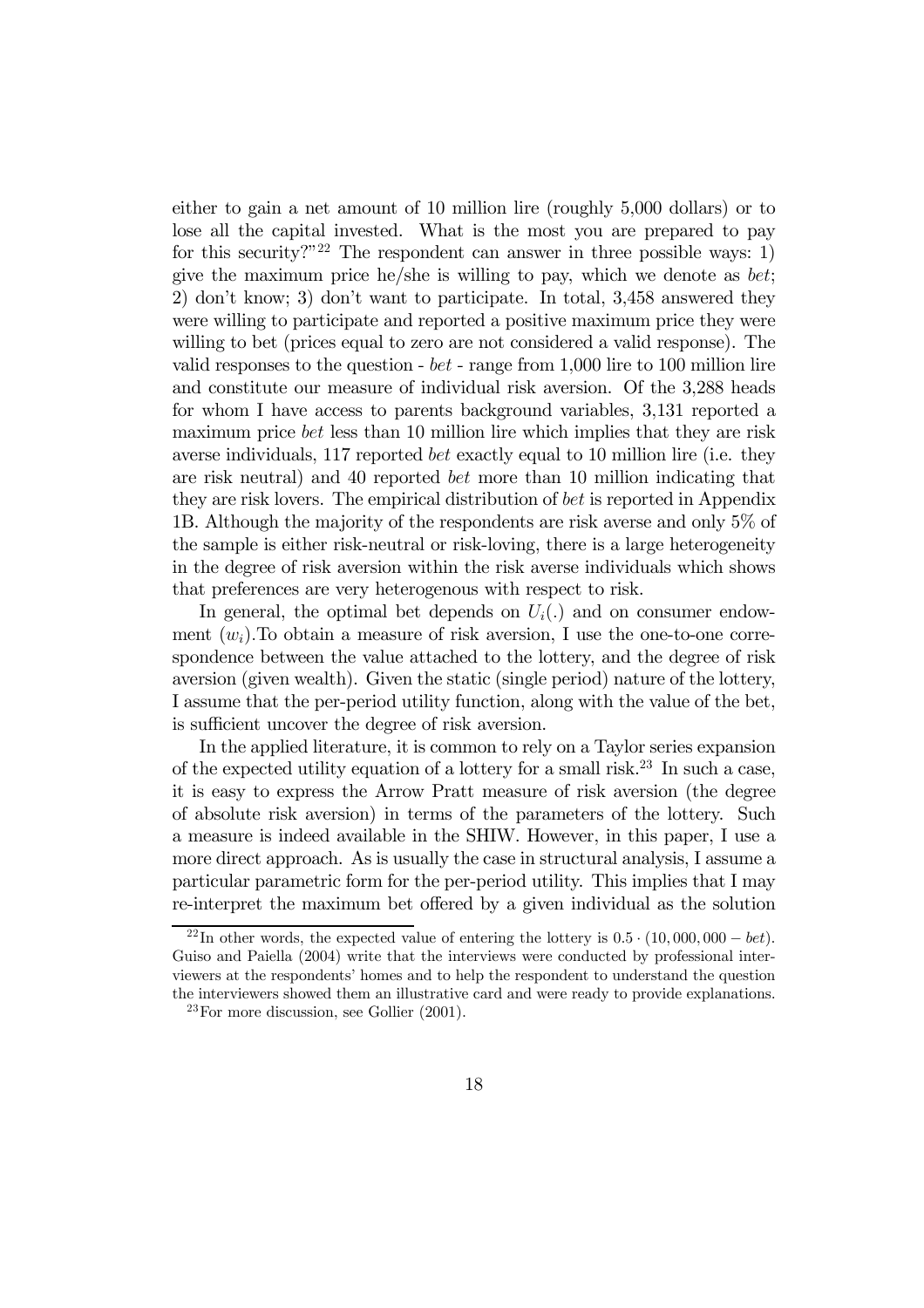either to gain a net amount of 10 million lire (roughly 5,000 dollars) or to lose all the capital invested. What is the most you are prepared to pay for this security?"[22] The respondent can answer in three possible ways: 1) give the maximum price he/she is willing to pay, which we denote as *bet*; 2) don't know; 3) don't want to participate. In total, 3,458 answered they were willing to participate and reported a positive maximum price they were willing to bet (prices equal to zero are not considered a valid response). The valid responses to the question - *bet* - range from 1,000 lire to 100 million lire and constitute our measure of individual risk aversion. Of the 3,288 heads for whom I have access to parents background variables, 3,131 reported a maximum price *bet* less than 10 million lire which implies that they are risk averse individuals, 117 reported *bet* exactly equal to 10 million lire (i.e. they are risk neutral) and 40 reported *bet* more than 10 million indicating that they are risk lovers. The empirical distribution of *bet* is reported in Appendix 1B. Although the majority of the respondents are risk averse and only 5% of the sample is either risk-neutral or risk-loving, there is a large heterogeneity in the degree of risk aversion within the risk averse individuals which shows that preferences are very heterogenous with respect to risk.

In general, the optimal bet depends on $U_i(.)$ and on consumer endowment $(w_i)$.To obtain a measure of risk aversion, I use the one-to-one correspondence between the value attached to the lottery, and the degree of risk aversion (given wealth). Given the static (single period) nature of the lottery, I assume that the per-period utility function, along with the value of the bet, is sufficient uncover the degree of risk aversion.

In the applied literature, it is common to rely on a Taylor series expansion of the expected utility equation of a lottery for a small risk.[23] In such a case, it is easy to express the Arrow Pratt measure of risk aversion (the degree of absolute risk aversion) in terms of the parameters of the lottery. Such a measure is indeed available in the SHIW. However, in this paper, I use a more direct approach. As is usually the case in structural analysis, I assume a particular parametric form for the per-period utility. This implies that I may re-interpret the maximum bet offered by a given individual as the solution

[22] In other words, the expected value of entering the lottery is $0.5 \cdot (10,000,000 - bet)$. Guiso and Paiella (2004) write that the interviews were conducted by professional interviewers at the respondents' homes and to help the respondent to understand the question the interviewers showed them an illustrative card and were ready to provide explanations.

[23] For more discussion, see Gollier (2001).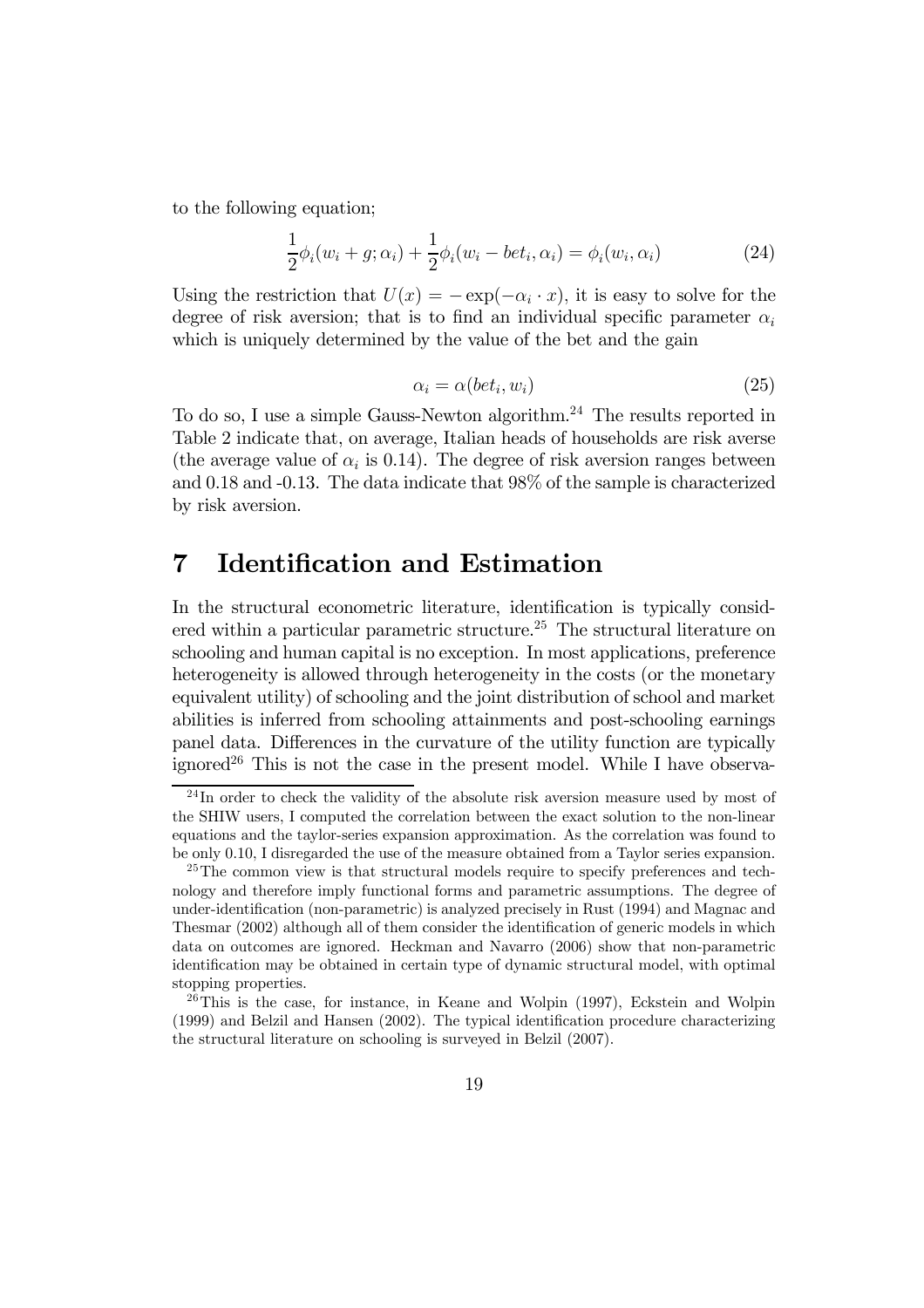to the following equation;

$$\frac{1}{2}\phi_i(w_i+g;\alpha_i)+\frac{1}{2}\phi_i(w_i-bet_i,\alpha_i)=\phi_i(w_i,\alpha_i) \tag{24}$$

Using the restriction that $U(x) = -\exp(-\alpha_i \cdot x)$, it is easy to solve for the degree of risk aversion; that is to find an individual specific parameter $\alpha_i$ which is uniquely determined by the value of the bet and the gain

$$\alpha_i = \alpha(bet_i, w_i) \tag{25}$$

To do so, I use a simple Gauss-Newton algorithm.[24] The results reported in Table 2 indicate that, on average, Italian heads of households are risk averse (the average value of $\alpha_i$ is 0.14). The degree of risk aversion ranges between and 0.18 and -0.13. The data indicate that 98% of the sample is characterized by risk aversion.

# 7 Identification and Estimation

In the structural econometric literature, identification is typically considered within a particular parametric structure.[25] The structural literature on schooling and human capital is no exception. In most applications, preference heterogeneity is allowed through heterogeneity in the costs (or the monetary equivalent utility) of schooling and the joint distribution of school and market abilities is inferred from schooling attainments and post-schooling earnings panel data. Differences in the curvature of the utility function are typically ignored[26] This is not the case in the present model. While I have observa-

[24] In order to check the validity of the absolute risk aversion measure used by most of the SHIW users, I computed the correlation between the exact solution to the non-linear equations and the taylor-series expansion approximation. As the correlation was found to be only 0.10, I disregarded the use of the measure obtained from a Taylor series expansion.

[25] The common view is that structural models require to specify preferences and technology and therefore imply functional forms and parametric assumptions. The degree of under-identification (non-parametric) is analyzed precisely in Rust (1994) and Magnac and Thesmar (2002) although all of them consider the identification of generic models in which data on outcomes are ignored. Heckman and Navarro (2006) show that non-parametric identification may be obtained in certain type of dynamic structural model, with optimal stopping properties.

[26] This is the case, for instance, in Keane and Wolpin (1997), Eckstein and Wolpin (1999) and Belzil and Hansen (2002). The typical identification procedure characterizing the structural literature on schooling is surveyed in Belzil (2007).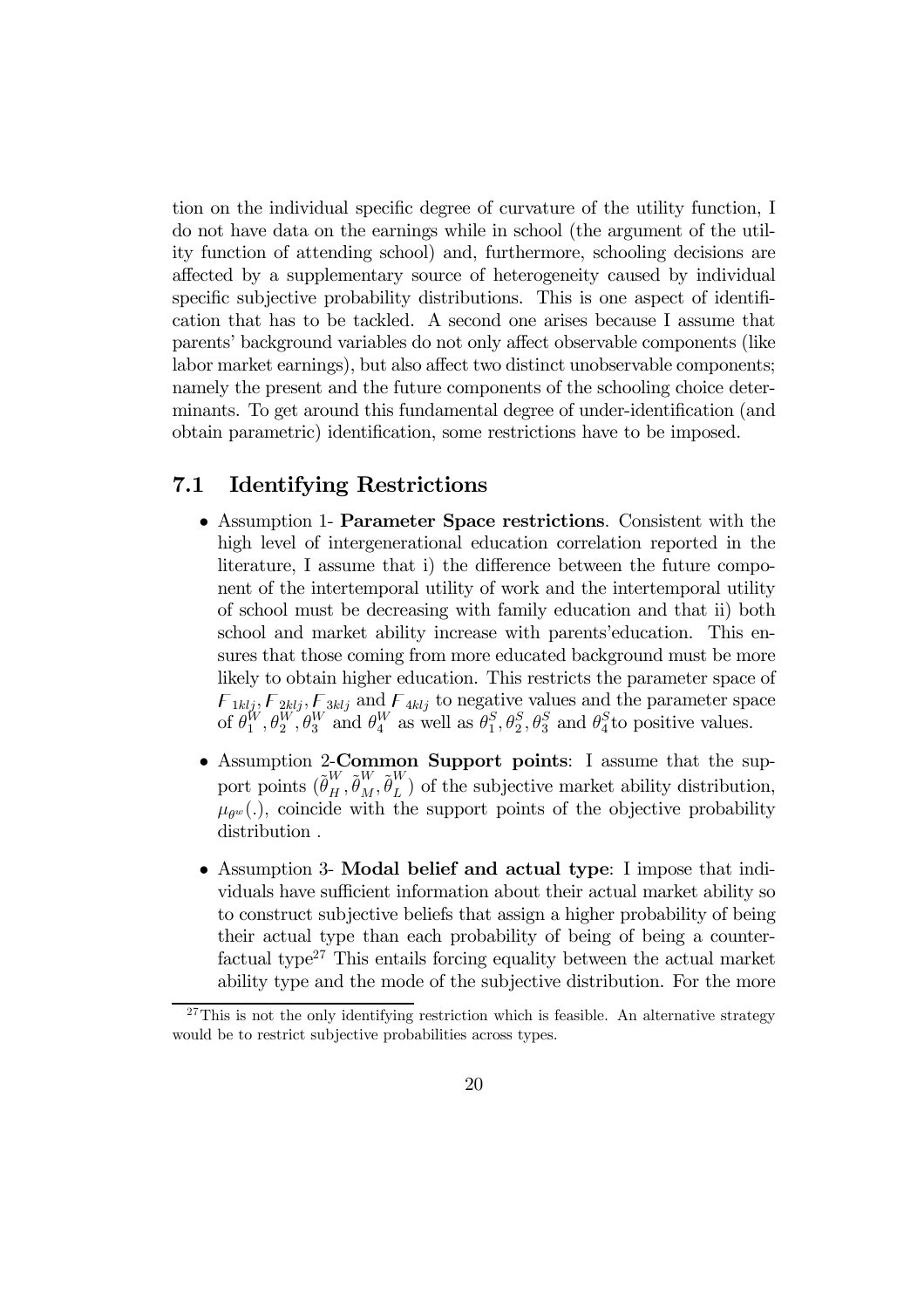tion on the individual specific degree of curvature of the utility function, I do not have data on the earnings while in school (the argument of the utility function of attending school) and, furthermore, schooling decisions are affected by a supplementary source of heterogeneity caused by individual specific subjective probability distributions. This is one aspect of identification that has to be tackled. A second one arises because I assume that parents' background variables do not only affect observable components (like labor market earnings), but also affect two distinct unobservable components; namely the present and the future components of the schooling choice determinants. To get around this fundamental degree of under-identification (and obtain parametric) identification, some restrictions have to be imposed.

## 7.1 Identifying Restrictions

- Assumption 1- **Parameter Space restrictions**. Consistent with the high level of intergenerational education correlation reported in the literature, I assume that i) the difference between the future component of the intertemporal utility of work and the intertemporal utility of school must be decreasing with family education and that ii) both school and market ability increase with parents'education. This ensures that those coming from more educated background must be more likely to obtain higher education. This restricts the parameter space of $\digamma_{1klj}, \digamma_{2klj}, \digamma_{3klj}$ and $\digamma_{4klj}$ to negative values and the parameter space of $\theta_1^W, \theta_2^W, \theta_3^W$ and $\theta_4^W$ as well as $\theta_1^S, \theta_2^S, \theta_3^S$ and $\theta_4^S$to positive values.
- Assumption 2-**Common Support points**: I assume that the support points $(\tilde{\theta}_H^W, \tilde{\theta}_M^W, \tilde{\theta}_L^W)$ of the subjective market ability distribution, $\mu_{\theta^w}(.)$, coincide with the support points of the objective probability distribution .
- Assumption 3- **Modal belief and actual type**: I impose that individuals have sufficient information about their actual market ability so to construct subjective beliefs that assign a higher probability of being their actual type than each probability of being of being a counterfactual type[27] This entails forcing equality between the actual market ability type and the mode of the subjective distribution. For the more

[27] This is not the only identifying restriction which is feasible. An alternative strategy would be to restrict subjective probabilities across types.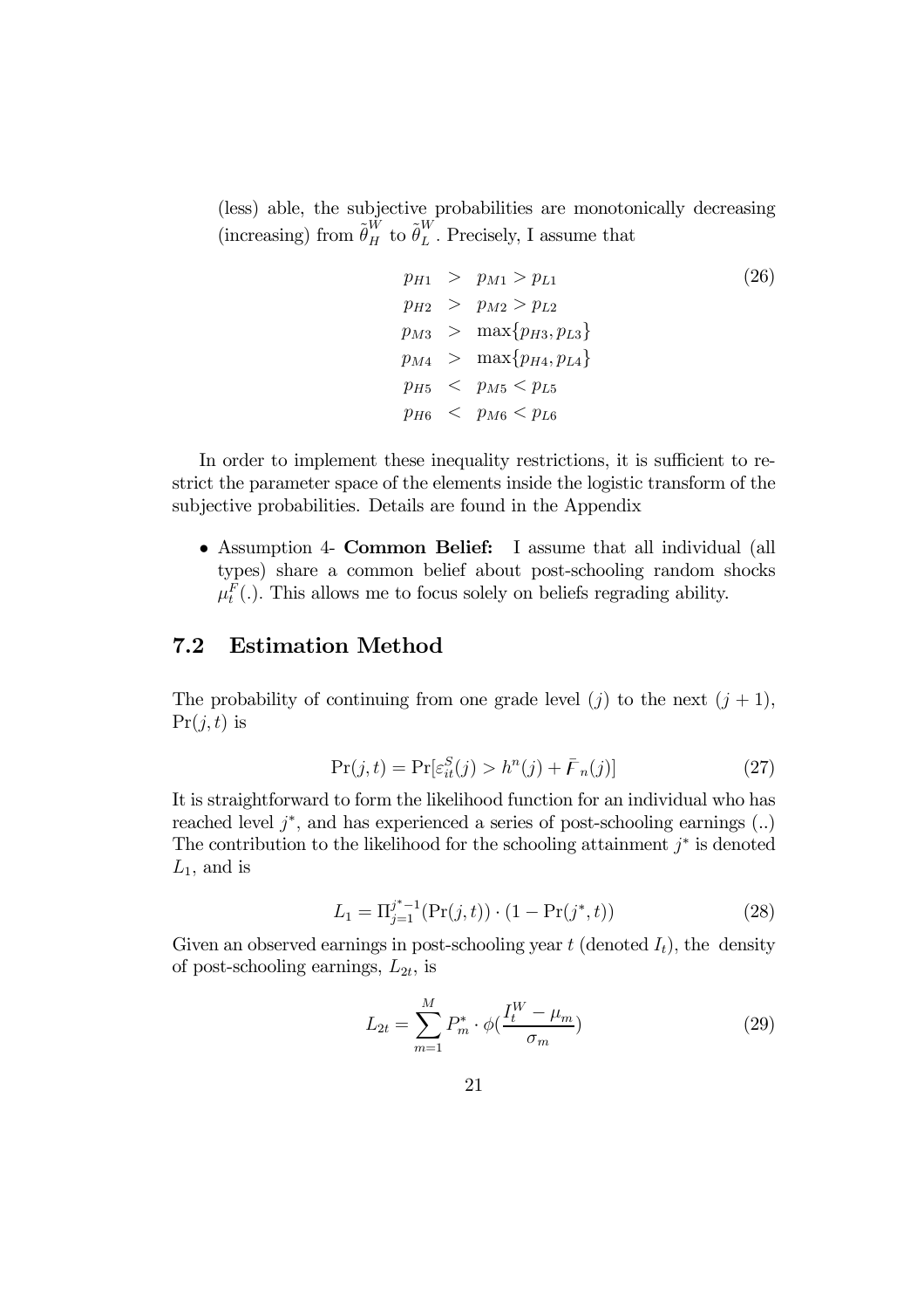(less) able, the subjective probabilities are monotonically decreasing (increasing) from $\tilde{\theta}_H^W$ to $\tilde{\theta}_L^W$. Precisely, I assume that

$$
\begin{aligned}
p_{H1} &> p_{M1} > p_{L1} \\
p_{H2} &> p_{M2} > p_{L2} \\
p_{M3} &> \max\{p_{H3}, p_{L3}\} \\
p_{M4} &> \max\{p_{H4}, p_{L4}\} \\
p_{H5} &< p_{M5} < p_{L5} \\
p_{H6} &< p_{M6} < p_{L6}
\end{aligned}
\tag{26}
$$

In order to implement these inequality restrictions, it is sufficient to restrict the parameter space of the elements inside the logistic transform of the subjective probabilities. Details are found in the Appendix

- Assumption 4- **Common Belief:** I assume that all individual (all types) share a common belief about post-schooling random shocks $\mu_t^F(.)$. This allows me to focus solely on beliefs regrading ability.

## 7.2 Estimation Method

The probability of continuing from one grade level $(j)$ to the next $(j+1)$, $\Pr(j,t)$ is

$$\Pr(j,t) = \Pr[\varepsilon_{it}^S(j) > h^n(j) + \bar{F}_n(j)] \tag{27}$$

It is straightforward to form the likelihood function for an individual who has reached level $j^*$, and has experienced a series of post-schooling earnings (..) The contribution to the likelihood for the schooling attainment $j^*$ is denoted $L_1$, and is

$$L_1 = \Pi_{j=1}^{j^*-1}(\Pr(j,t)) \cdot (1 - \Pr(j^*,t)) \tag{28}$$

Given an observed earnings in post-schooling year $t$ (denoted $I_t$), the density of post-schooling earnings, $L_{2t}$, is

$$L_{2t} = \sum_{m=1}^{M} P_m^* \cdot \phi(\frac{I_t^W - \mu_m}{\sigma_m}) \tag{29}$$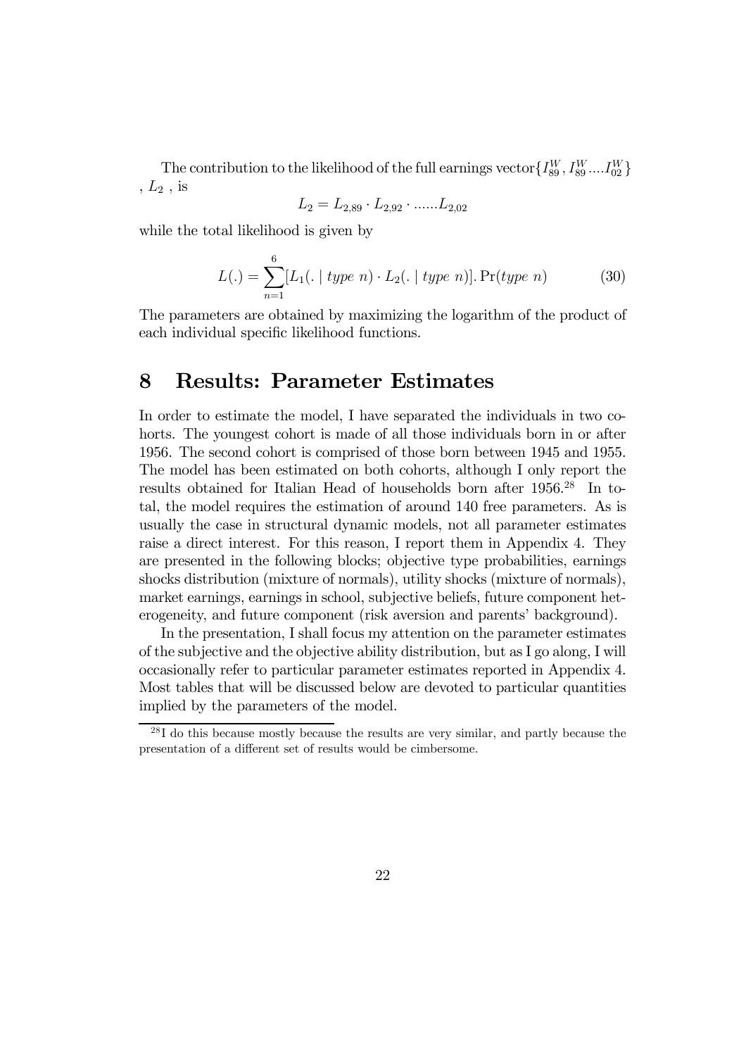The contribution to the likelihood of the full earnings vector $\{I_{89}^W, I_{89}^W....I_{02}^W\}$ , $L_2$ , is

$$L_2 = L_{2,89} \cdot L_{2,92} \cdot ......L_{2,02}$$

while the total likelihood is given by

$$L(.) = \sum_{n=1}^{6} [L_1(. \mid type\ n) \cdot L_2(. \mid type\ n)]. \Pr(type\ n) \tag{30}$$

The parameters are obtained by maximizing the logarithm of the product of each individual specific likelihood functions.

# 8 Results: Parameter Estimates

In order to estimate the model, I have separated the individuals in two cohorts. The youngest cohort is made of all those individuals born in or after 1956. The second cohort is comprised of those born between 1945 and 1955. The model has been estimated on both cohorts, although I only report the results obtained for Italian Head of households born after 1956.[28] In total, the model requires the estimation of around 140 free parameters. As is usually the case in structural dynamic models, not all parameter estimates raise a direct interest. For this reason, I report them in Appendix 4. They are presented in the following blocks; objective type probabilities, earnings shocks distribution (mixture of normals), utility shocks (mixture of normals), market earnings, earnings in school, subjective beliefs, future component heterogeneity, and future component (risk aversion and parents' background).

In the presentation, I shall focus my attention on the parameter estimates of the subjective and the objective ability distribution, but as I go along, I will occasionally refer to particular parameter estimates reported in Appendix 4. Most tables that will be discussed below are devoted to particular quantities implied by the parameters of the model.

[28] I do this because mostly because the results are very similar, and partly because the presentation of a different set of results would be cimbersome.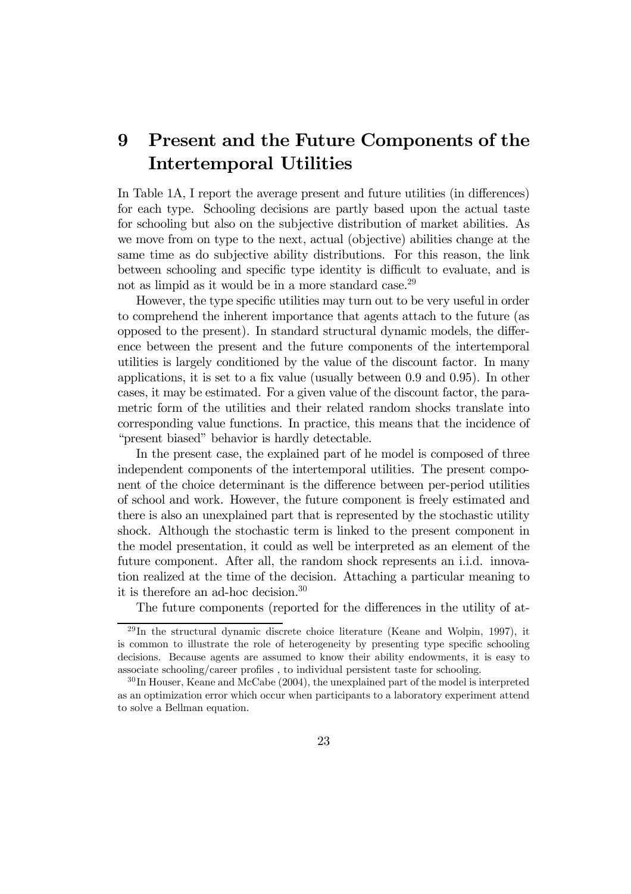# 9 Present and the Future Components of the Intertemporal Utilities

In Table 1A, I report the average present and future utilities (in differences) for each type. Schooling decisions are partly based upon the actual taste for schooling but also on the subjective distribution of market abilities. As we move from on type to the next, actual (objective) abilities change at the same time as do subjective ability distributions. For this reason, the link between schooling and specific type identity is difficult to evaluate, and is not as limpid as it would be in a more standard case.[29]

However, the type specific utilities may turn out to be very useful in order to comprehend the inherent importance that agents attach to the future (as opposed to the present). In standard structural dynamic models, the difference between the present and the future components of the intertemporal utilities is largely conditioned by the value of the discount factor. In many applications, it is set to a fix value (usually between 0.9 and 0.95). In other cases, it may be estimated. For a given value of the discount factor, the parametric form of the utilities and their related random shocks translate into corresponding value functions. In practice, this means that the incidence of "present biased" behavior is hardly detectable.

In the present case, the explained part of he model is composed of three independent components of the intertemporal utilities. The present component of the choice determinant is the difference between per-period utilities of school and work. However, the future component is freely estimated and there is also an unexplained part that is represented by the stochastic utility shock. Although the stochastic term is linked to the present component in the model presentation, it could as well be interpreted as an element of the future component. After all, the random shock represents an i.i.d. innovation realized at the time of the decision. Attaching a particular meaning to it is therefore an ad-hoc decision.[30]

The future components (reported for the differences in the utility of at-

[29] In the structural dynamic discrete choice literature (Keane and Wolpin, 1997), it is common to illustrate the role of heterogeneity by presenting type specific schooling decisions. Because agents are assumed to know their ability endowments, it is easy to associate schooling/career profiles , to individual persistent taste for schooling.

[30] In Houser, Keane and McCabe (2004), the unexplained part of the model is interpreted as an optimization error which occur when participants to a laboratory experiment attend to solve a Bellman equation.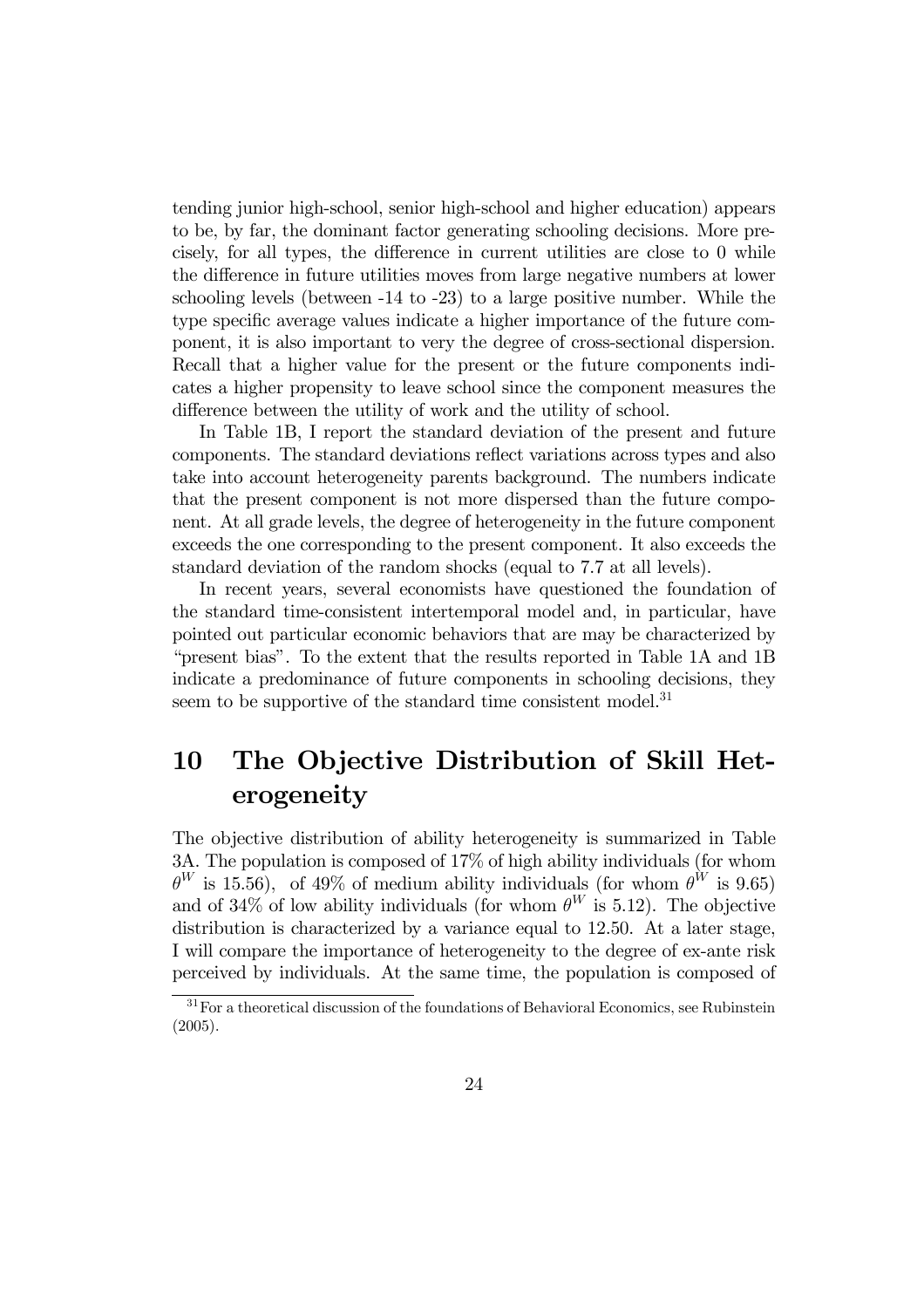tending junior high-school, senior high-school and higher education) appears to be, by far, the dominant factor generating schooling decisions. More precisely, for all types, the difference in current utilities are close to 0 while the difference in future utilities moves from large negative numbers at lower schooling levels (between -14 to -23) to a large positive number. While the type specific average values indicate a higher importance of the future component, it is also important to very the degree of cross-sectional dispersion. Recall that a higher value for the present or the future components indicates a higher propensity to leave school since the component measures the difference between the utility of work and the utility of school.

In Table 1B, I report the standard deviation of the present and future components. The standard deviations reflect variations across types and also take into account heterogeneity parents background. The numbers indicate that the present component is not more dispersed than the future component. At all grade levels, the degree of heterogeneity in the future component exceeds the one corresponding to the present component. It also exceeds the standard deviation of the random shocks (equal to 7.7 at all levels).

In recent years, several economists have questioned the foundation of the standard time-consistent intertemporal model and, in particular, have pointed out particular economic behaviors that are may be characterized by "present bias". To the extent that the results reported in Table 1A and 1B indicate a predominance of future components in schooling decisions, they seem to be supportive of the standard time consistent model.[31]

# 10 The Objective Distribution of Skill Heterogeneity

The objective distribution of ability heterogeneity is summarized in Table 3A. The population is composed of 17% of high ability individuals (for whom $\theta^W$ is 15.56), of 49% of medium ability individuals (for whom $\theta^W$ is 9.65) and of 34% of low ability individuals (for whom $\theta^W$ is 5.12). The objective distribution is characterized by a variance equal to 12.50. At a later stage, I will compare the importance of heterogeneity to the degree of ex-ante risk perceived by individuals. At the same time, the population is composed of

[31] For a theoretical discussion of the foundations of Behavioral Economics, see Rubinstein (2005).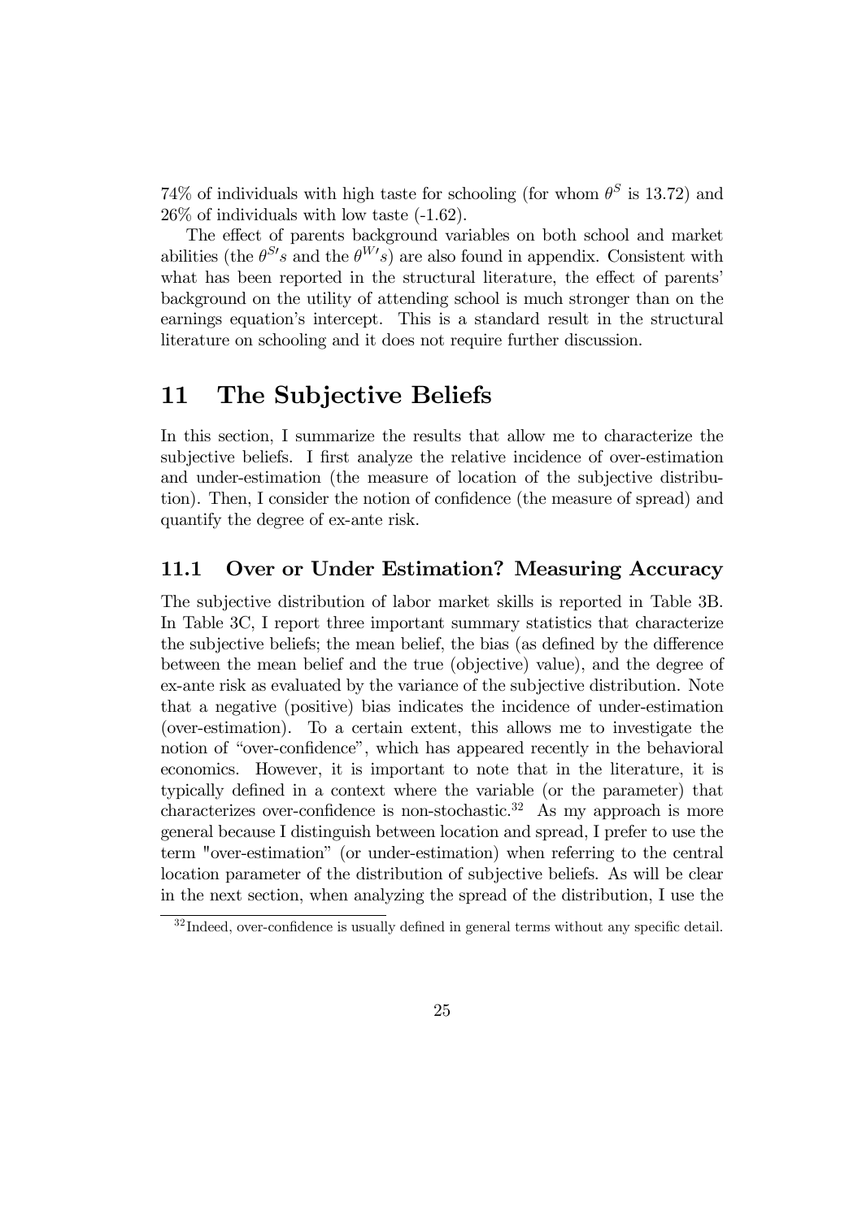74% of individuals with high taste for schooling (for whom $\theta^S$ is 13.72) and 26% of individuals with low taste (-1.62).

The effect of parents background variables on both school and market abilities (the $\theta^{S\prime}s$ and the $\theta^{W\prime}s$) are also found in appendix. Consistent with what has been reported in the structural literature, the effect of parents' background on the utility of attending school is much stronger than on the earnings equation's intercept. This is a standard result in the structural literature on schooling and it does not require further discussion.

# 11 The Subjective Beliefs

In this section, I summarize the results that allow me to characterize the subjective beliefs. I first analyze the relative incidence of over-estimation and under-estimation (the measure of location of the subjective distribution). Then, I consider the notion of confidence (the measure of spread) and quantify the degree of ex-ante risk.

## 11.1 Over or Under Estimation? Measuring Accuracy

The subjective distribution of labor market skills is reported in Table 3B. In Table 3C, I report three important summary statistics that characterize the subjective beliefs; the mean belief, the bias (as defined by the difference between the mean belief and the true (objective) value), and the degree of ex-ante risk as evaluated by the variance of the subjective distribution. Note that a negative (positive) bias indicates the incidence of under-estimation (over-estimation). To a certain extent, this allows me to investigate the notion of "over-confidence", which has appeared recently in the behavioral economics. However, it is important to note that in the literature, it is typically defined in a context where the variable (or the parameter) that characterizes over-confidence is non-stochastic.[32] As my approach is more general because I distinguish between location and spread, I prefer to use the term "over-estimation" (or under-estimation) when referring to the central location parameter of the distribution of subjective beliefs. As will be clear in the next section, when analyzing the spread of the distribution, I use the

[32] Indeed, over-confidence is usually defined in general terms without any specific detail.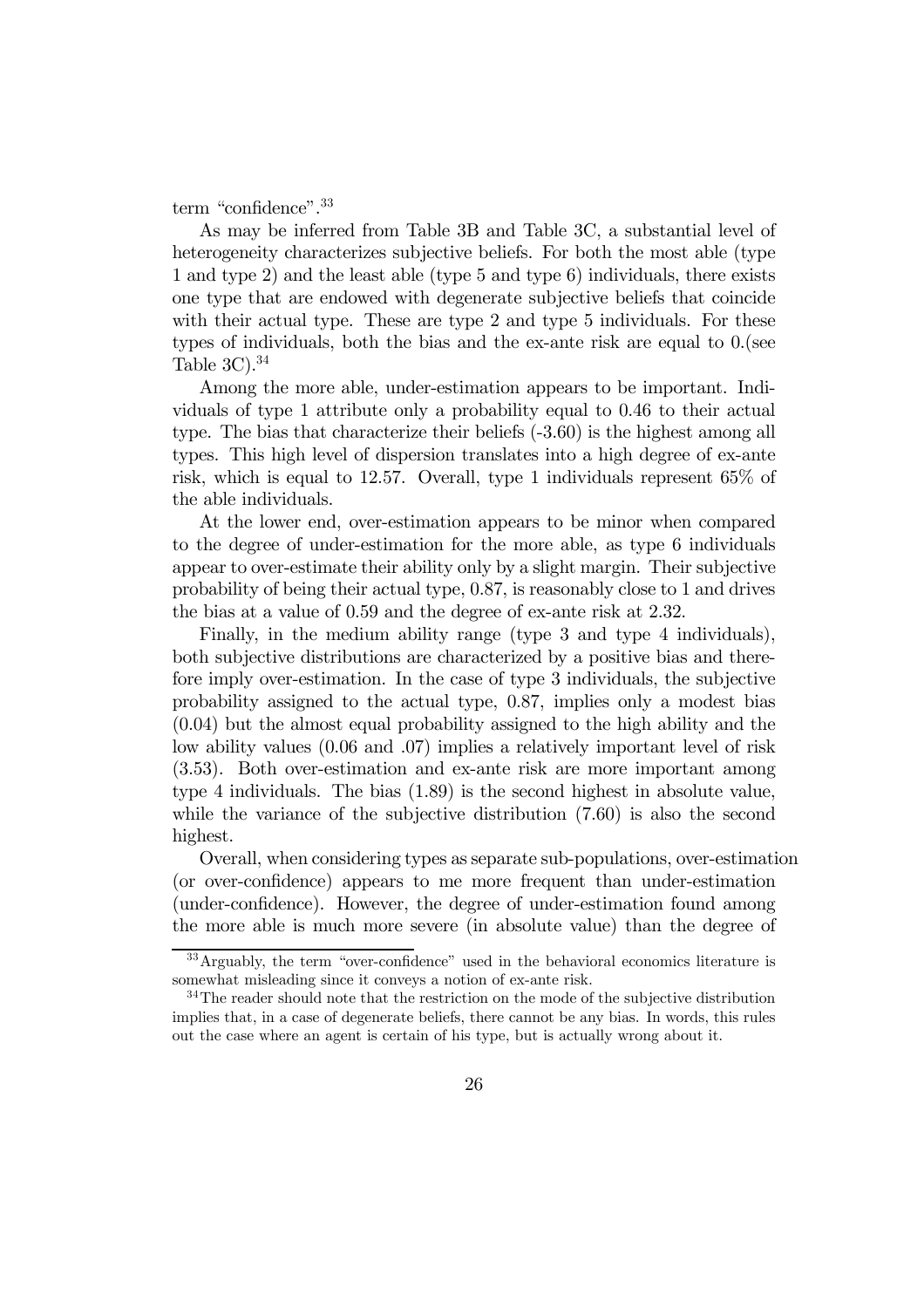term "confidence".[33]

As may be inferred from Table 3B and Table 3C, a substantial level of heterogeneity characterizes subjective beliefs. For both the most able (type 1 and type 2) and the least able (type 5 and type 6) individuals, there exists one type that are endowed with degenerate subjective beliefs that coincide with their actual type. These are type 2 and type 5 individuals. For these types of individuals, both the bias and the ex-ante risk are equal to 0.(see Table 3C).[34]

Among the more able, under-estimation appears to be important. Individuals of type 1 attribute only a probability equal to 0.46 to their actual type. The bias that characterize their beliefs (-3.60) is the highest among all types. This high level of dispersion translates into a high degree of ex-ante risk, which is equal to 12.57. Overall, type 1 individuals represent 65% of the able individuals.

At the lower end, over-estimation appears to be minor when compared to the degree of under-estimation for the more able, as type 6 individuals appear to over-estimate their ability only by a slight margin. Their subjective probability of being their actual type, 0.87, is reasonably close to 1 and drives the bias at a value of 0.59 and the degree of ex-ante risk at 2.32.

Finally, in the medium ability range (type 3 and type 4 individuals), both subjective distributions are characterized by a positive bias and therefore imply over-estimation. In the case of type 3 individuals, the subjective probability assigned to the actual type, 0.87, implies only a modest bias (0.04) but the almost equal probability assigned to the high ability and the low ability values (0.06 and .07) implies a relatively important level of risk (3.53). Both over-estimation and ex-ante risk are more important among type 4 individuals. The bias (1.89) is the second highest in absolute value, while the variance of the subjective distribution (7.60) is also the second highest.

Overall, when considering types as separate sub-populations, over-estimation (or over-confidence) appears to me more frequent than under-estimation (under-confidence). However, the degree of under-estimation found among the more able is much more severe (in absolute value) than the degree of

[33] Arguably, the term "over-confidence" used in the behavioral economics literature is somewhat misleading since it conveys a notion of ex-ante risk.

[34] The reader should note that the restriction on the mode of the subjective distribution implies that, in a case of degenerate beliefs, there cannot be any bias. In words, this rules out the case where an agent is certain of his type, but is actually wrong about it.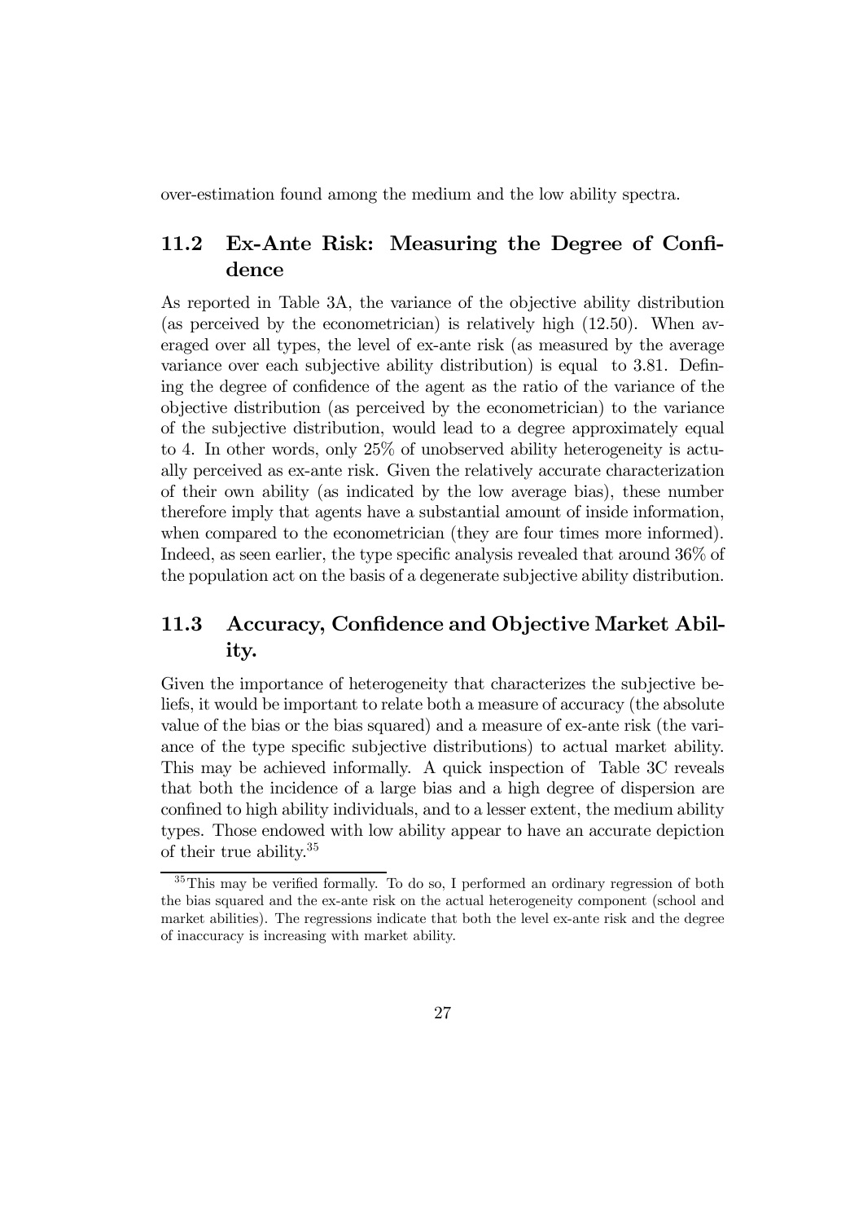over-estimation found among the medium and the low ability spectra.

## 11.2 Ex-Ante Risk: Measuring the Degree of Confidence

As reported in Table 3A, the variance of the objective ability distribution (as perceived by the econometrician) is relatively high (12.50). When averaged over all types, the level of ex-ante risk (as measured by the average variance over each subjective ability distribution) is equal to 3.81. Defining the degree of confidence of the agent as the ratio of the variance of the objective distribution (as perceived by the econometrician) to the variance of the subjective distribution, would lead to a degree approximately equal to 4. In other words, only 25% of unobserved ability heterogeneity is actually perceived as ex-ante risk. Given the relatively accurate characterization of their own ability (as indicated by the low average bias), these number therefore imply that agents have a substantial amount of inside information, when compared to the econometrician (they are four times more informed). Indeed, as seen earlier, the type specific analysis revealed that around 36% of the population act on the basis of a degenerate subjective ability distribution.

## 11.3 Accuracy, Confidence and Objective Market Ability.

Given the importance of heterogeneity that characterizes the subjective beliefs, it would be important to relate both a measure of accuracy (the absolute value of the bias or the bias squared) and a measure of ex-ante risk (the variance of the type specific subjective distributions) to actual market ability. This may be achieved informally. A quick inspection of Table 3C reveals that both the incidence of a large bias and a high degree of dispersion are confined to high ability individuals, and to a lesser extent, the medium ability types. Those endowed with low ability appear to have an accurate depiction of their true ability.[35]

[35] This may be verified formally. To do so, I performed an ordinary regression of both the bias squared and the ex-ante risk on the actual heterogeneity component (school and market abilities). The regressions indicate that both the level ex-ante risk and the degree of inaccuracy is increasing with market ability.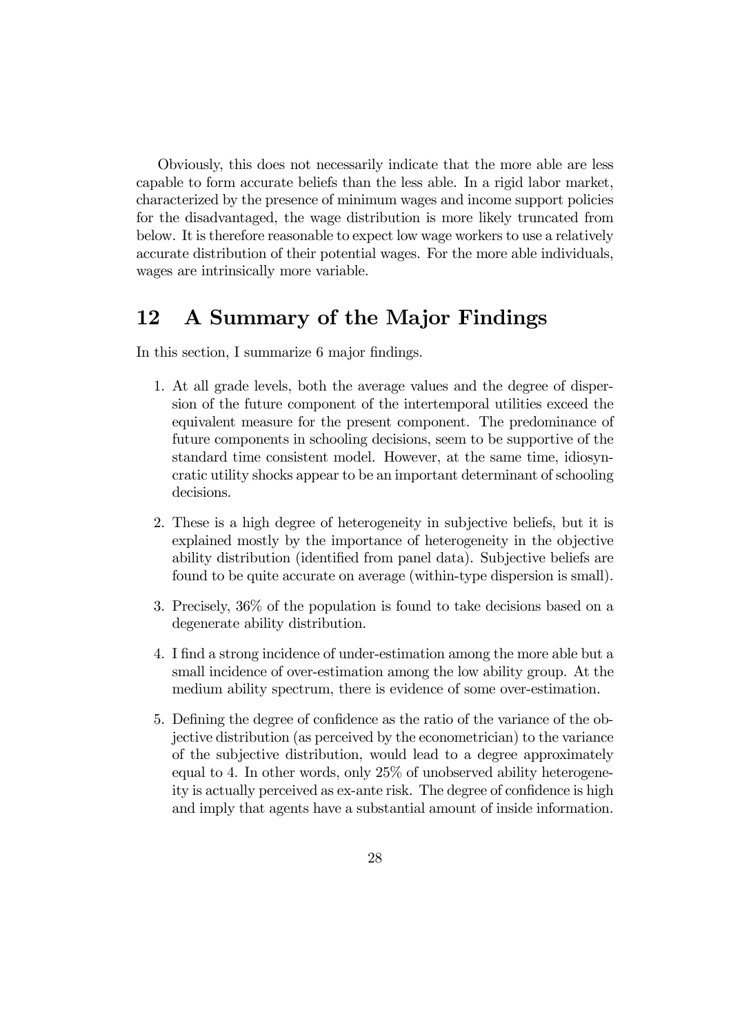Obviously, this does not necessarily indicate that the more able are less capable to form accurate beliefs than the less able. In a rigid labor market, characterized by the presence of minimum wages and income support policies for the disadvantaged, the wage distribution is more likely truncated from below. It is therefore reasonable to expect low wage workers to use a relatively accurate distribution of their potential wages. For the more able individuals, wages are intrinsically more variable.

# 12 A Summary of the Major Findings

In this section, I summarize 6 major findings.

1. At all grade levels, both the average values and the degree of dispersion of the future component of the intertemporal utilities exceed the equivalent measure for the present component. The predominance of future components in schooling decisions, seem to be supportive of the standard time consistent model. However, at the same time, idiosyncratic utility shocks appear to be an important determinant of schooling decisions.

2. These is a high degree of heterogeneity in subjective beliefs, but it is explained mostly by the importance of heterogeneity in the objective ability distribution (identified from panel data). Subjective beliefs are found to be quite accurate on average (within-type dispersion is small).

3. Precisely, 36% of the population is found to take decisions based on a degenerate ability distribution.

4. I find a strong incidence of under-estimation among the more able but a small incidence of over-estimation among the low ability group. At the medium ability spectrum, there is evidence of some over-estimation.

5. Defining the degree of confidence as the ratio of the variance of the objective distribution (as perceived by the econometrician) to the variance of the subjective distribution, would lead to a degree approximately equal to 4. In other words, only 25% of unobserved ability heterogeneity is actually perceived as ex-ante risk. The degree of confidence is high and imply that agents have a substantial amount of inside information.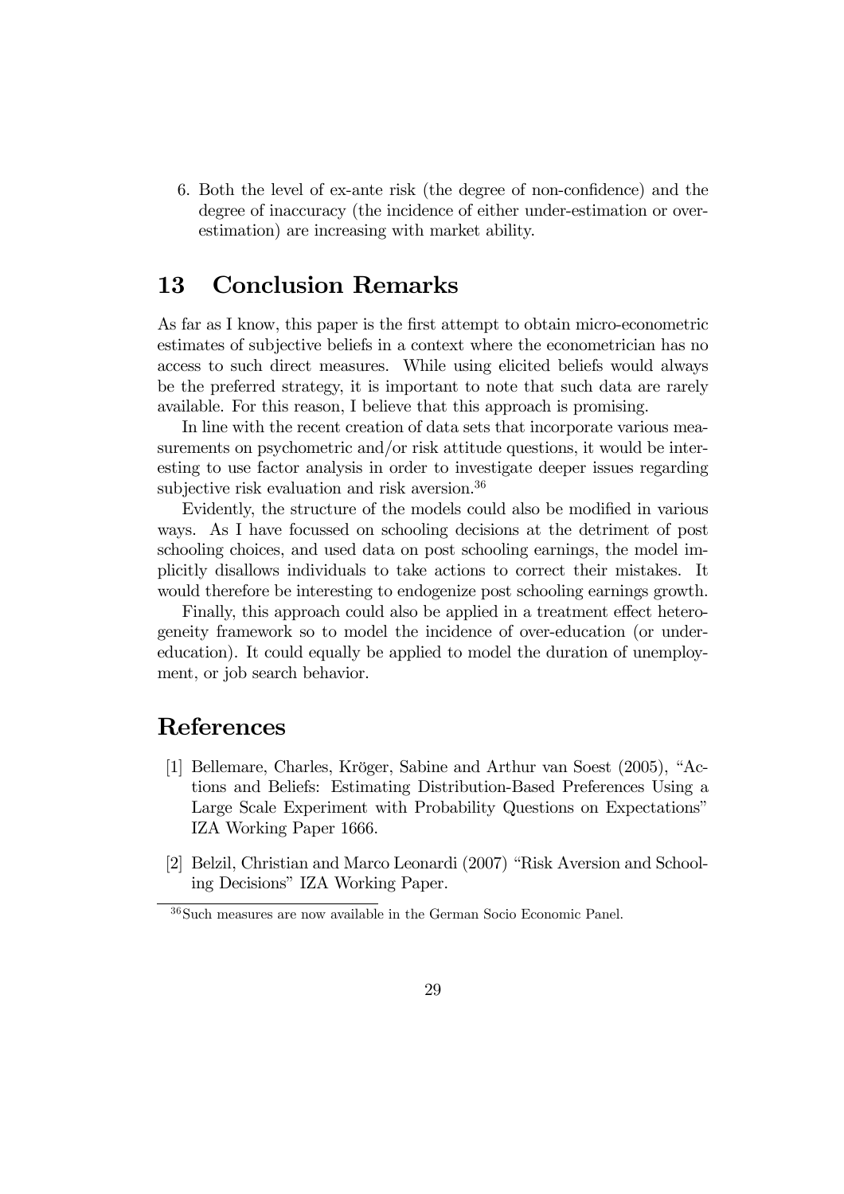6. Both the level of ex-ante risk (the degree of non-confidence) and the degree of inaccuracy (the incidence of either under-estimation or over-estimation) are increasing with market ability.

# 13 Conclusion Remarks

As far as I know, this paper is the first attempt to obtain micro-econometric estimates of subjective beliefs in a context where the econometrician has no access to such direct measures. While using elicited beliefs would always be the preferred strategy, it is important to note that such data are rarely available. For this reason, I believe that this approach is promising.

In line with the recent creation of data sets that incorporate various measurements on psychometric and/or risk attitude questions, it would be interesting to use factor analysis in order to investigate deeper issues regarding subjective risk evaluation and risk aversion.[36]

Evidently, the structure of the models could also be modified in various ways. As I have focussed on schooling decisions at the detriment of post schooling choices, and used data on post schooling earnings, the model implicitly disallows individuals to take actions to correct their mistakes. It would therefore be interesting to endogenize post schooling earnings growth.

Finally, this approach could also be applied in a treatment effect heterogeneity framework so to model the incidence of over-education (or under-education). It could equally be applied to model the duration of unemployment, or job search behavior.

# References

[1] Bellemare, Charles, Kröger, Sabine and Arthur van Soest (2005), "Actions and Beliefs: Estimating Distribution-Based Preferences Using a Large Scale Experiment with Probability Questions on Expectations" IZA Working Paper 1666.

[2] Belzil, Christian and Marco Leonardi (2007) "Risk Aversion and Schooling Decisions" IZA Working Paper.

[36] Such measures are now available in the German Socio Economic Panel.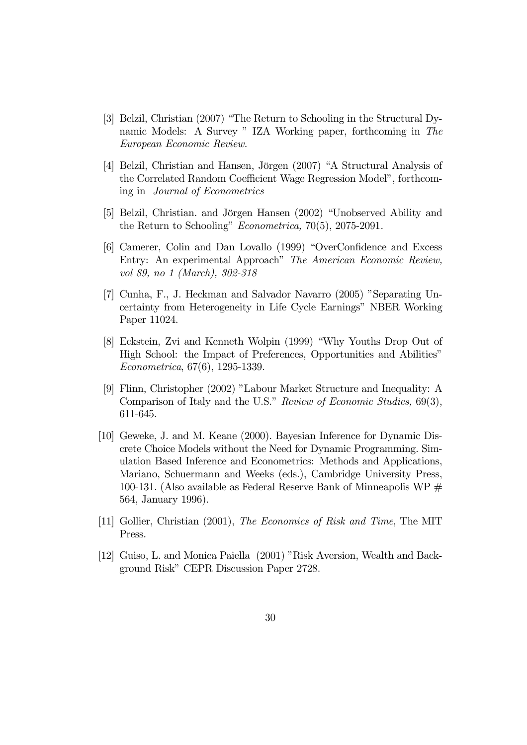[3] Belzil, Christian (2007) "The Return to Schooling in the Structural Dynamic Models: A Survey " IZA Working paper, forthcoming in *The European Economic Review.*

[4] Belzil, Christian and Hansen, Jörgen (2007) "A Structural Analysis of the Correlated Random Coefficient Wage Regression Model", forthcoming in *Journal of Econometrics*

[5] Belzil, Christian. and Jörgen Hansen (2002) "Unobserved Ability and the Return to Schooling" *Econometrica,* 70(5), 2075-2091.

[6] Camerer, Colin and Dan Lovallo (1999) "OverConfidence and Excess Entry: An experimental Approach" *The American Economic Review, vol 89, no 1 (March), 302-318*

[7] Cunha, F., J. Heckman and Salvador Navarro (2005) "Separating Uncertainty from Heterogeneity in Life Cycle Earnings" NBER Working Paper 11024.

[8] Eckstein, Zvi and Kenneth Wolpin (1999) "Why Youths Drop Out of High School: the Impact of Preferences, Opportunities and Abilities" *Econometrica*, 67(6), 1295-1339.

[9] Flinn, Christopher (2002) "Labour Market Structure and Inequality: A Comparison of Italy and the U.S." *Review of Economic Studies,* 69(3), 611-645.

[10] Geweke, J. and M. Keane (2000). Bayesian Inference for Dynamic Discrete Choice Models without the Need for Dynamic Programming. Simulation Based Inference and Econometrics: Methods and Applications, Mariano, Schuermann and Weeks (eds.), Cambridge University Press, 100-131. (Also available as Federal Reserve Bank of Minneapolis WP # 564, January 1996).

[11] Gollier, Christian (2001), *The Economics of Risk and Time*, The MIT Press.

[12] Guiso, L. and Monica Paiella (2001) "Risk Aversion, Wealth and Background Risk" CEPR Discussion Paper 2728.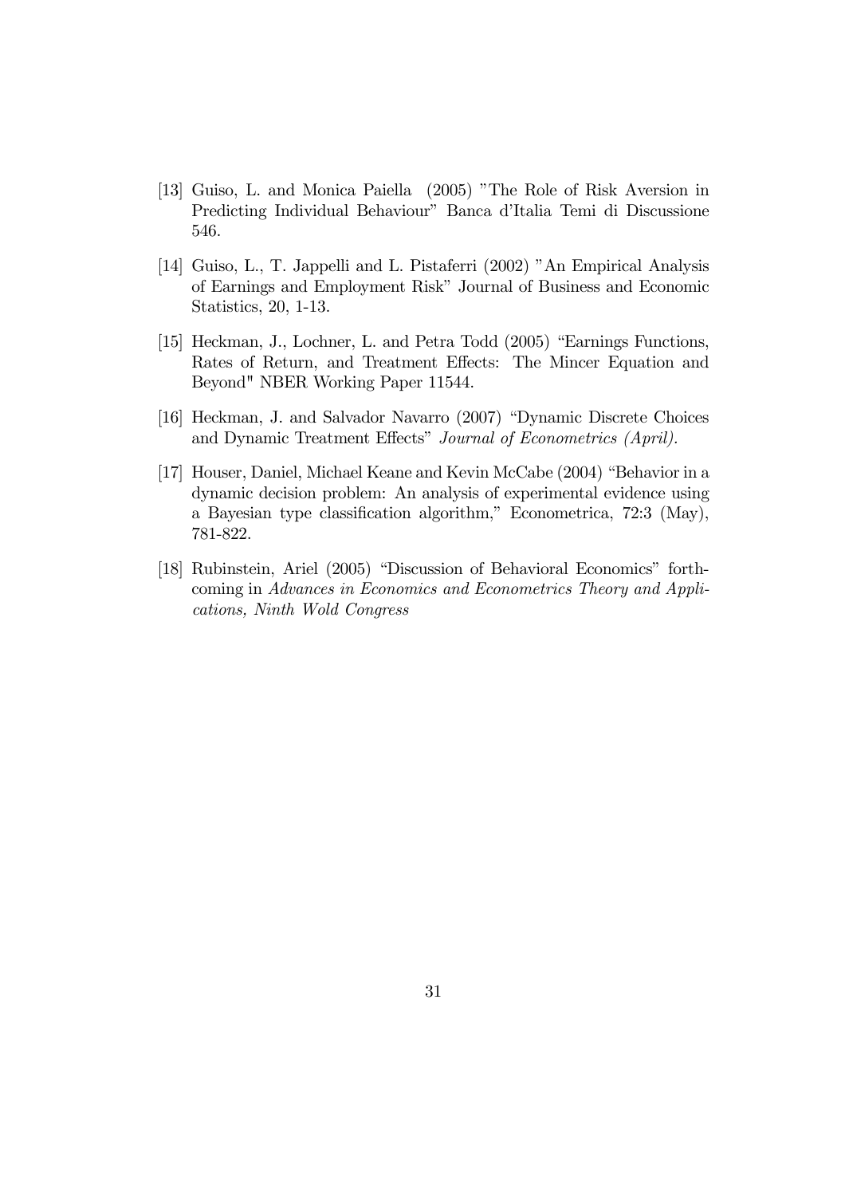[13] Guiso, L. and Monica Paiella (2005) "The Role of Risk Aversion in Predicting Individual Behaviour" Banca d'Italia Temi di Discussione 546.

[14] Guiso, L., T. Jappelli and L. Pistaferri (2002) "An Empirical Analysis of Earnings and Employment Risk" Journal of Business and Economic Statistics, 20, 1-13.

[15] Heckman, J., Lochner, L. and Petra Todd (2005) "Earnings Functions, Rates of Return, and Treatment Effects: The Mincer Equation and Beyond" NBER Working Paper 11544.

[16] Heckman, J. and Salvador Navarro (2007) "Dynamic Discrete Choices and Dynamic Treatment Effects" *Journal of Econometrics (April).*

[17] Houser, Daniel, Michael Keane and Kevin McCabe (2004) "Behavior in a dynamic decision problem: An analysis of experimental evidence using a Bayesian type classification algorithm," Econometrica, 72:3 (May), 781-822.

[18] Rubinstein, Ariel (2005) "Discussion of Behavioral Economics" forthcoming in *Advances in Economics and Econometrics Theory and Applications, Ninth Wold Congress*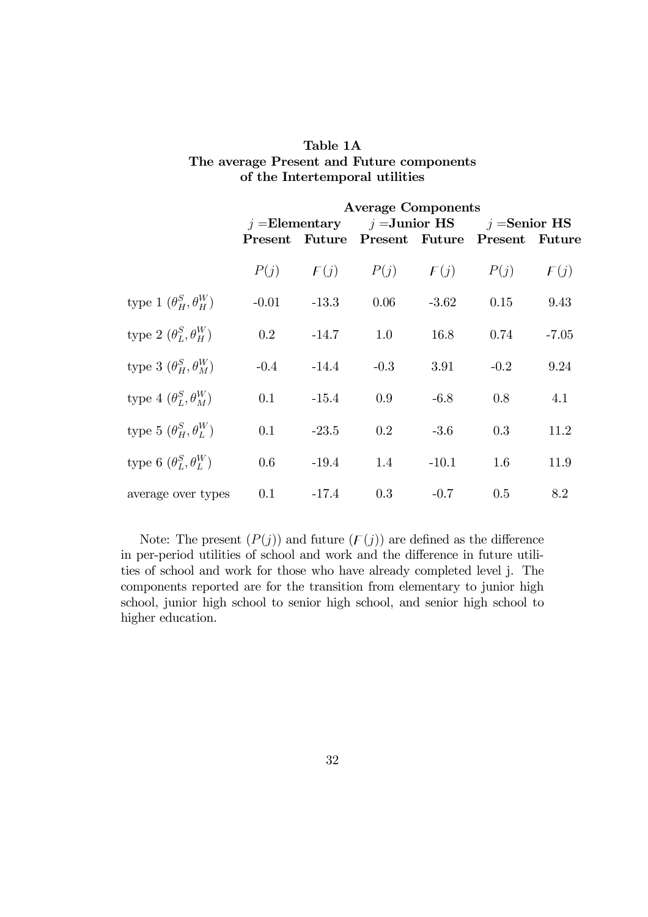**Table 1A**
**The average Present and Future components of the Intertemporal utilities**

| | **Average Components** | | | | | |
|---|---|---|---|---|---|---|
| | $j$ =**Elementary** | | $j$ =**Junior HS** | | $j$ =**Senior HS** | |
| | **Present** | **Future** | **Present** | **Future** | **Present** | **Future** |
| | $P(j)$ | $F(j)$ | $P(j)$ | $F(j)$ | $P(j)$ | $F(j)$ |
| type 1 $(\theta_H^S, \theta_H^W)$ | -0.01 | -13.3 | 0.06 | -3.62 | 0.15 | 9.43 |
| type 2 $(\theta_L^S, \theta_H^W)$ | 0.2 | -14.7 | 1.0 | 16.8 | 0.74 | -7.05 |
| type 3 $(\theta_H^S, \theta_M^W)$ | -0.4 | -14.4 | -0.3 | 3.91 | -0.2 | 9.24 |
| type 4 $(\theta_L^S, \theta_M^W)$ | 0.1 | -15.4 | 0.9 | -6.8 | 0.8 | 4.1 |
| type 5 $(\theta_H^S, \theta_L^W)$ | 0.1 | -23.5 | 0.2 | -3.6 | 0.3 | 11.2 |
| type 6 $(\theta_L^S, \theta_L^W)$ | 0.6 | -19.4 | 1.4 | -10.1 | 1.6 | 11.9 |
| average over types | 0.1 | -17.4 | 0.3 | -0.7 | 0.5 | 8.2 |

Note: The present $(P(j))$ and future $(F(j))$ are defined as the difference in per-period utilities of school and work and the difference in future utilities of school and work for those who have already completed level j. The components reported are for the transition from elementary to junior high school, junior high school to senior high school, and senior high school to higher education.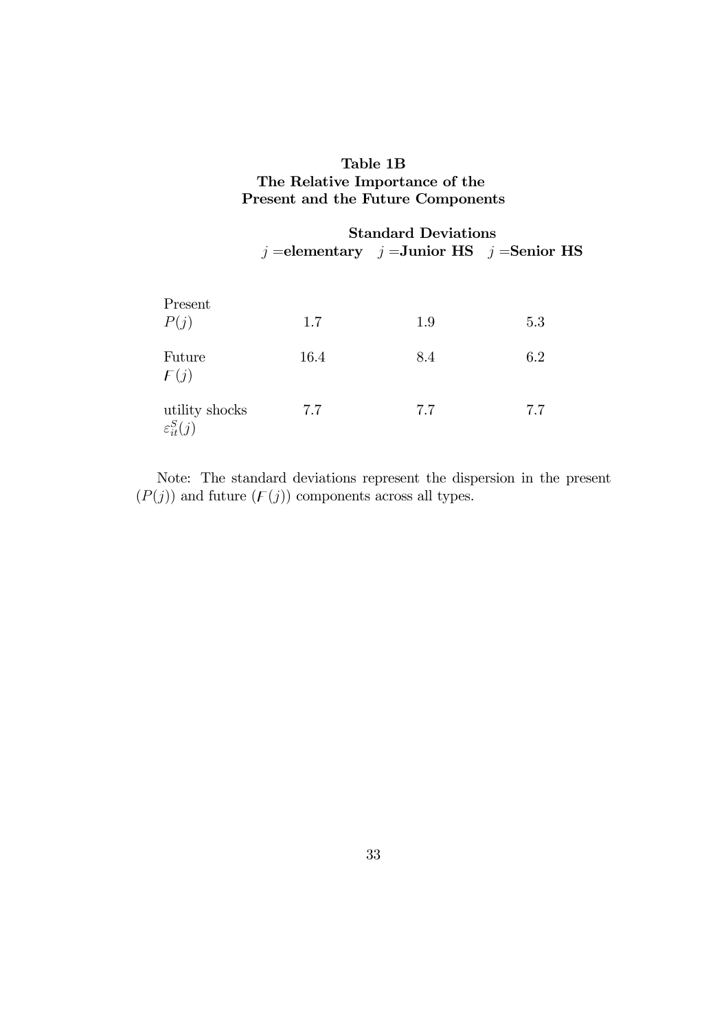**Table 1B**
**The Relative Importance of the Present and the Future Components**

| | Standard Deviations | | |
|---|---|---|---|
| | $j$ =**elementary** | $j$ =**Junior HS** | $j$ =**Senior HS** |
| Present $P(j)$ | 1.7 | 1.9 | 5.3 |
| Future $F(j)$ | 16.4 | 8.4 | 6.2 |
| utility shocks $\varepsilon_{it}^{S}(j)$ | 7.7 | 7.7 | 7.7 |

Note: The standard deviations represent the dispersion in the present $(P(j))$ and future $(F(j))$ components across all types.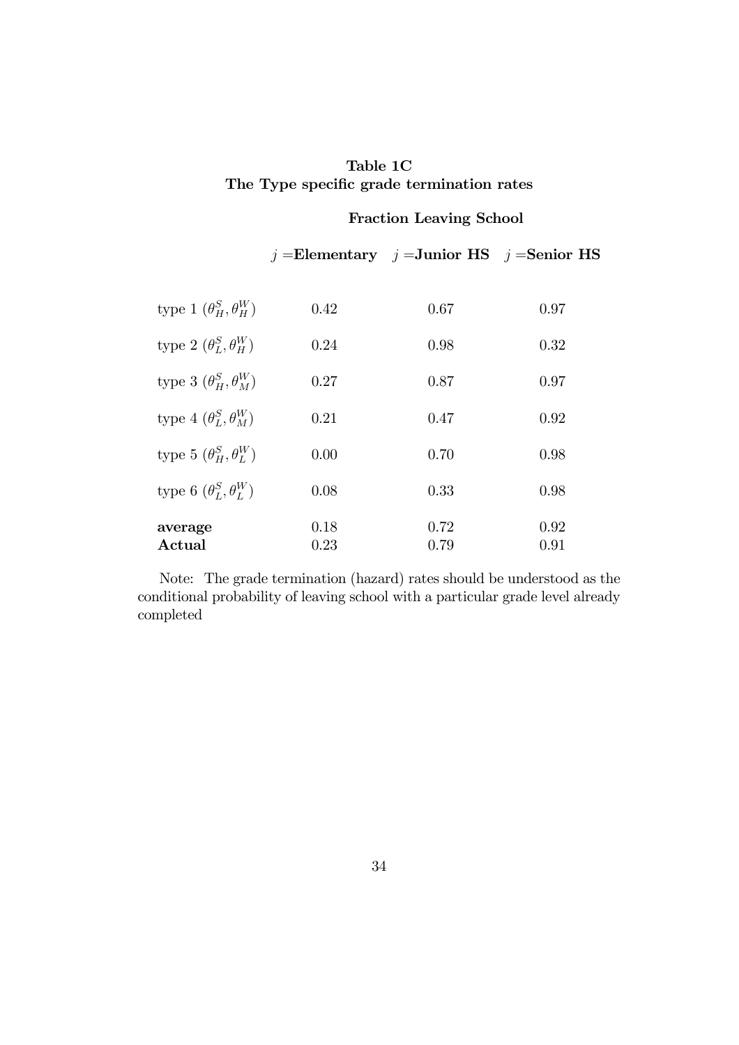**Table 1C**
**The Type specific grade termination rates**

| | Fraction Leaving School | | |
|---|---|---|---|
| | $j =$**Elementary** | $j =$**Junior HS** | $j =$**Senior HS** |
| type 1 $(\theta_H^S, \theta_H^W)$ | 0.42 | 0.67 | 0.97 |
| type 2 $(\theta_L^S, \theta_H^W)$ | 0.24 | 0.98 | 0.32 |
| type 3 $(\theta_H^S, \theta_M^W)$ | 0.27 | 0.87 | 0.97 |
| type 4 $(\theta_L^S, \theta_M^W)$ | 0.21 | 0.47 | 0.92 |
| type 5 $(\theta_H^S, \theta_L^W)$ | 0.00 | 0.70 | 0.98 |
| type 6 $(\theta_L^S, \theta_L^W)$ | 0.08 | 0.33 | 0.98 |
| **average** | 0.18 | 0.72 | 0.92 |
| **Actual** | 0.23 | 0.79 | 0.91 |

Note: The grade termination (hazard) rates should be understood as the conditional probability of leaving school with a particular grade level already completed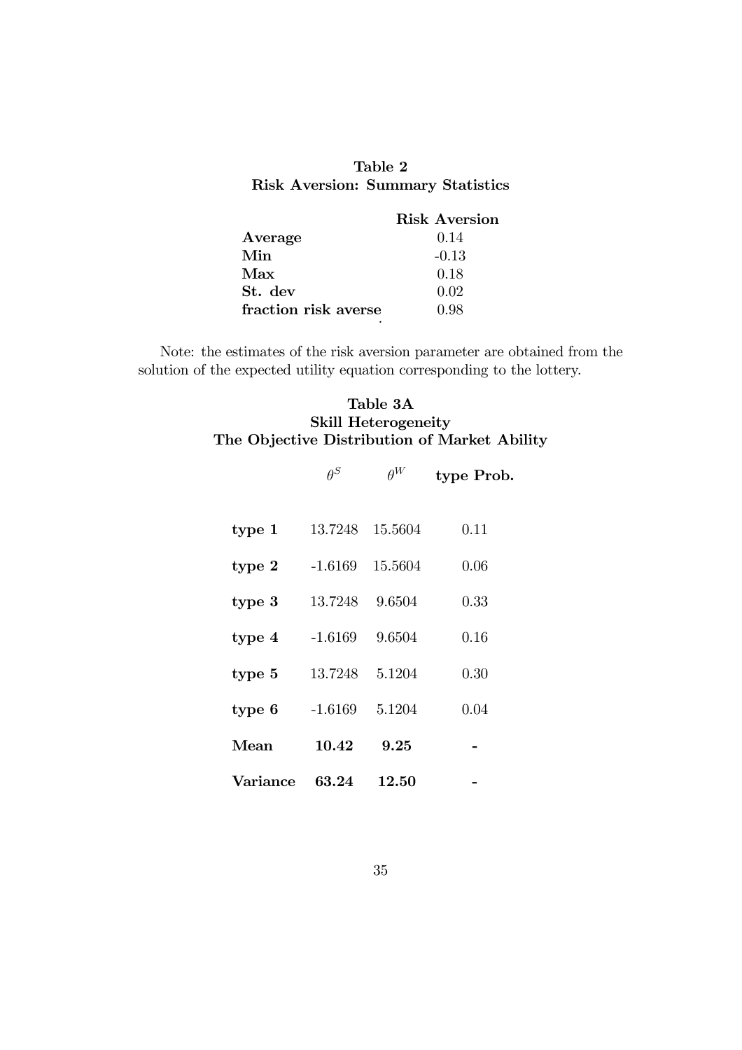**Table 2**
**Risk Aversion: Summary Statistics**

| | Risk Aversion |
|---|---|
| **Average** | 0.14 |
| **Min** | -0.13 |
| **Max** | 0.18 |
| **St. dev** | 0.02 |
| **fraction risk averse** | 0.98 |

Note: the estimates of the risk aversion parameter are obtained from the solution of the expected utility equation corresponding to the lottery.

**Table 3A**
**Skill Heterogeneity**
**The Objective Distribution of Market Ability**

| | $\theta^S$ | $\theta^W$ | type Prob. |
|---|---|---|---|
| **type 1** | 13.7248 | 15.5604 | 0.11 |
| **type 2** | -1.6169 | 15.5604 | 0.06 |
| **type 3** | 13.7248 | 9.6504 | 0.33 |
| **type 4** | -1.6169 | 9.6504 | 0.16 |
| **type 5** | 13.7248 | 5.1204 | 0.30 |
| **type 6** | -1.6169 | 5.1204 | 0.04 |
| **Mean** | **10.42** | **9.25** | - |
| **Variance** | **63.24** | **12.50** | - |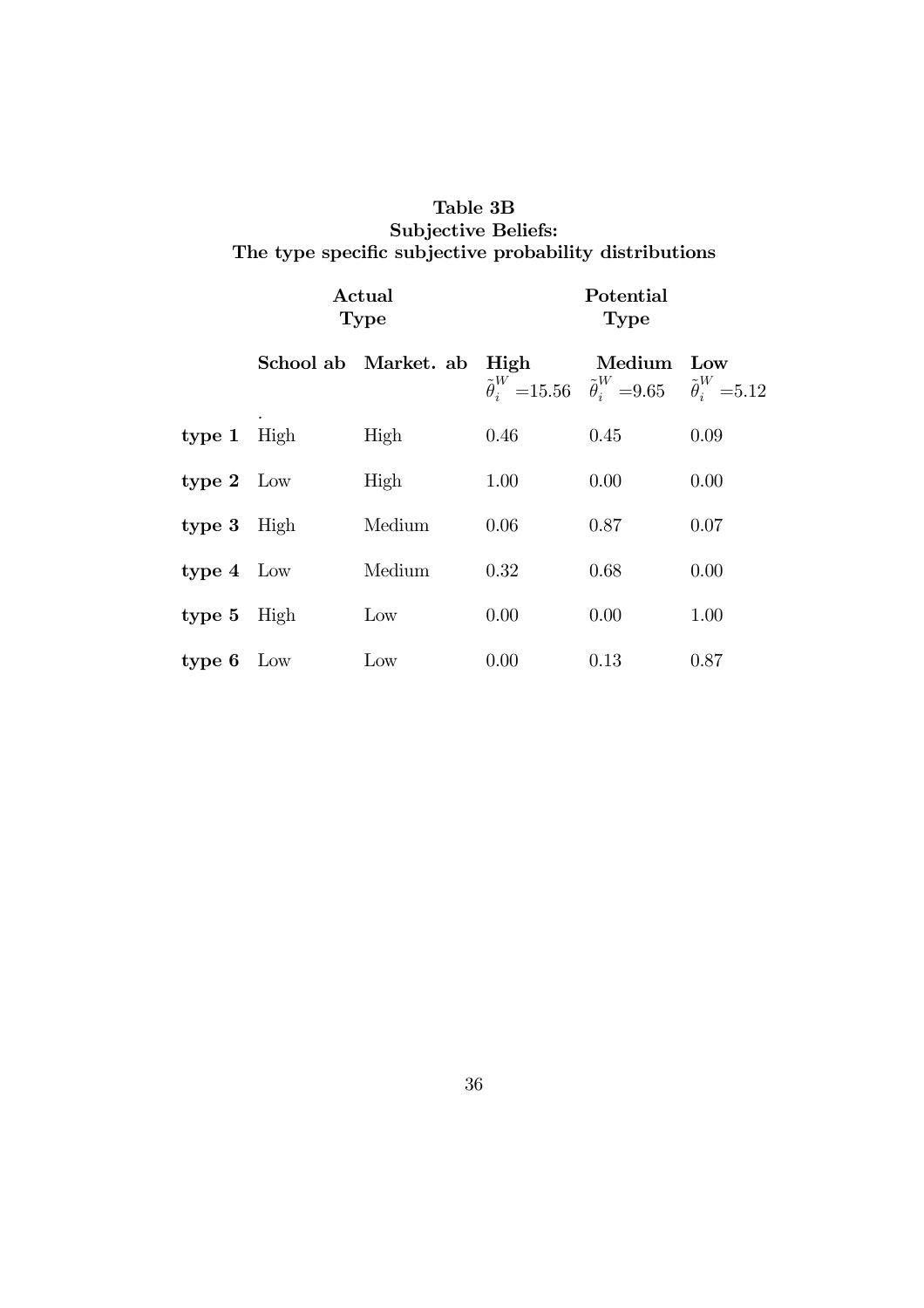**Table 3B**
**Subjective Beliefs:**
**The type specific subjective probability distributions**

| | Actual Type | | Potential Type | | |
|---|---|---|---|---|---|
| | **School ab** | **Market. ab** | **High** $\tilde{\theta}_i^W = 15.56$ | **Medium** $\tilde{\theta}_i^W = 9.65$ | **Low** $\tilde{\theta}_i^W = 5.12$ |
| **type 1** | High | High | 0.46 | 0.45 | 0.09 |
| **type 2** | Low | High | 1.00 | 0.00 | 0.00 |
| **type 3** | High | Medium | 0.06 | 0.87 | 0.07 |
| **type 4** | Low | Medium | 0.32 | 0.68 | 0.00 |
| **type 5** | High | Low | 0.00 | 0.00 | 1.00 |
| **type 6** | Low | Low | 0.00 | 0.13 | 0.87 |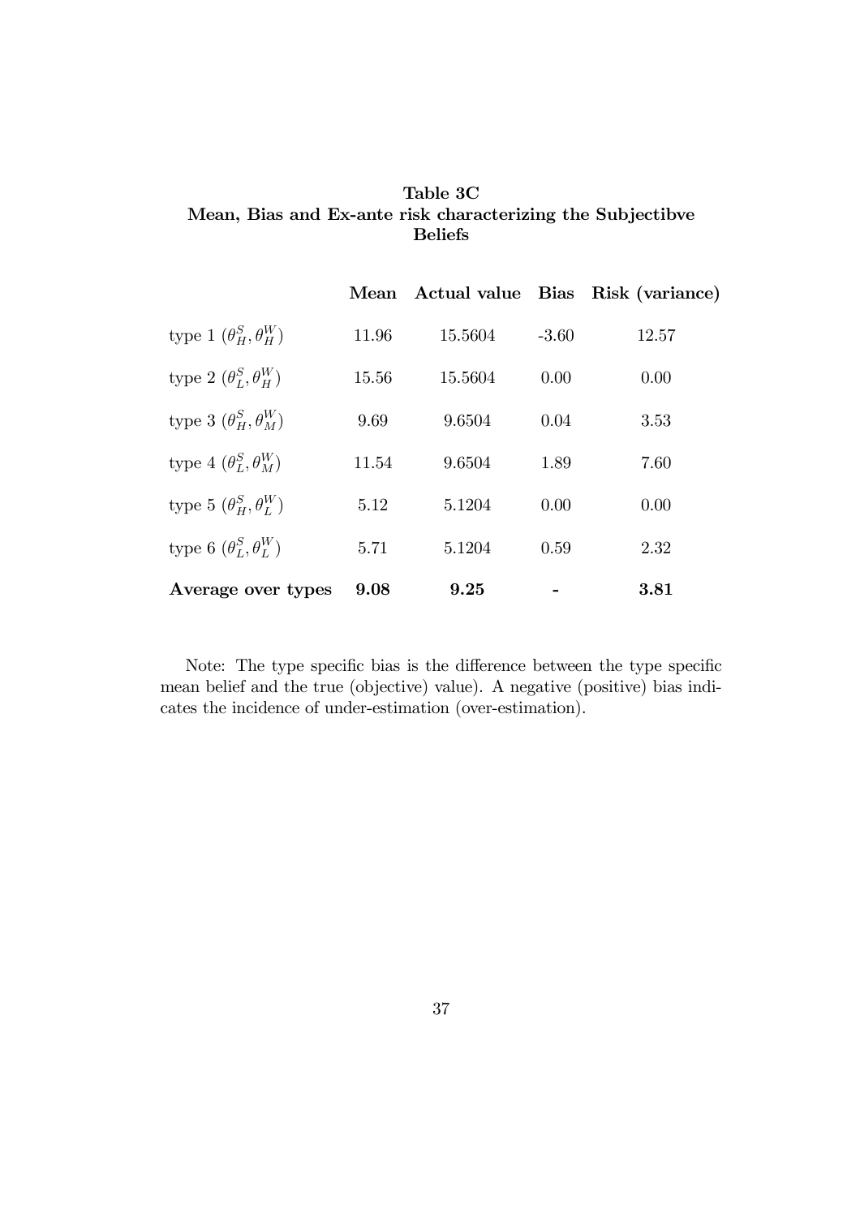**Table 3C**
**Mean, Bias and Ex-ante risk characterizing the Subjectibve Beliefs**

| | **Mean** | **Actual value** | **Bias** | **Risk (variance)** |
|---|---|---|---|---|
| type 1 $(\theta_H^S, \theta_H^W)$ | 11.96 | 15.5604 | -3.60 | 12.57 |
| type 2 $(\theta_L^S, \theta_H^W)$ | 15.56 | 15.5604 | 0.00 | 0.00 |
| type 3 $(\theta_H^S, \theta_M^W)$ | 9.69 | 9.6504 | 0.04 | 3.53 |
| type 4 $(\theta_L^S, \theta_M^W)$ | 11.54 | 9.6504 | 1.89 | 7.60 |
| type 5 $(\theta_H^S, \theta_L^W)$ | 5.12 | 5.1204 | 0.00 | 0.00 |
| type 6 $(\theta_L^S, \theta_L^W)$ | 5.71 | 5.1204 | 0.59 | 2.32 |
| **Average over types** | **9.08** | **9.25** | **-** | **3.81** |

Note: The type specific bias is the difference between the type specific mean belief and the true (objective) value). A negative (positive) bias indicates the incidence of under-estimation (over-estimation).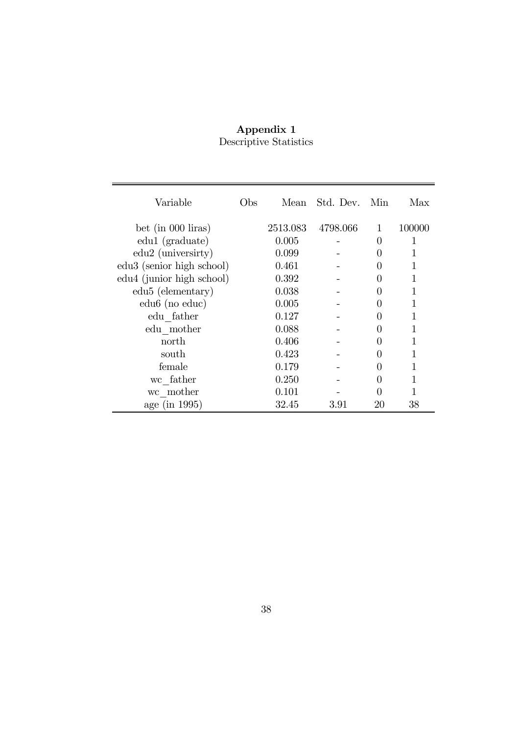**Appendix 1**

Descriptive Statistics

| Variable | Obs | Mean | Std. Dev. | Min | Max |
|---|---|---|---|---|---|
| bet (in 000 liras) | | 2513.083 | 4798.066 | 1 | 100000 |
| edu1 (graduate) | | 0.005 | - | 0 | 1 |
| edu2 (universirty) | | 0.099 | - | 0 | 1 |
| edu3 (senior high school) | | 0.461 | - | 0 | 1 |
| edu4 (junior high school) | | 0.392 | - | 0 | 1 |
| edu5 (elementary) | | 0.038 | - | 0 | 1 |
| edu6 (no educ) | | 0.005 | - | 0 | 1 |
| edu_father | | 0.127 | - | 0 | 1 |
| edu_mother | | 0.088 | - | 0 | 1 |
| north | | 0.406 | - | 0 | 1 |
| south | | 0.423 | - | 0 | 1 |
| female | | 0.179 | - | 0 | 1 |
| wc_father | | 0.250 | - | 0 | 1 |
| wc_mother | | 0.101 | - | 0 | 1 |
| age (in 1995) | | 32.45 | 3.91 | 20 | 38 |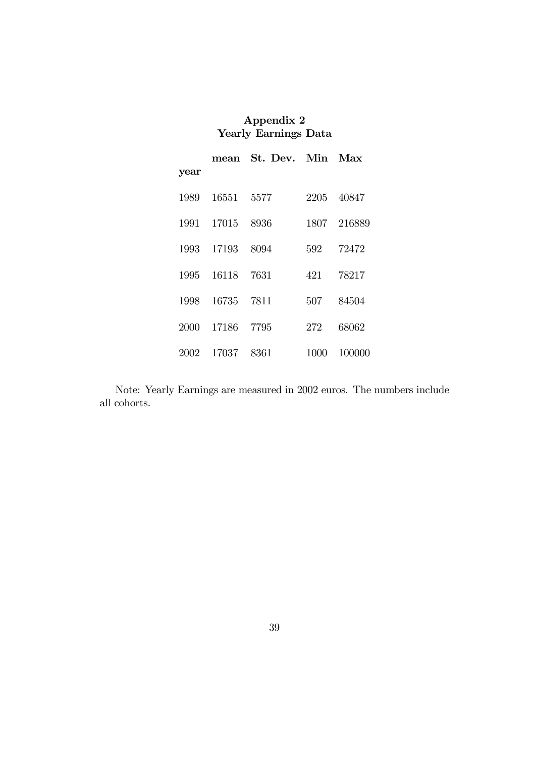## Appendix 2
## Yearly Earnings Data

| year | mean | St. Dev. | Min | Max |
|---|---|---|---|---|
| 1989 | 16551 | 5577 | 2205 | 40847 |
| 1991 | 17015 | 8936 | 1807 | 216889 |
| 1993 | 17193 | 8094 | 592 | 72472 |
| 1995 | 16118 | 7631 | 421 | 78217 |
| 1998 | 16735 | 7811 | 507 | 84504 |
| 2000 | 17186 | 7795 | 272 | 68062 |
| 2002 | 17037 | 8361 | 1000 | 100000 |

Note: Yearly Earnings are measured in 2002 euros. The numbers include all cohorts.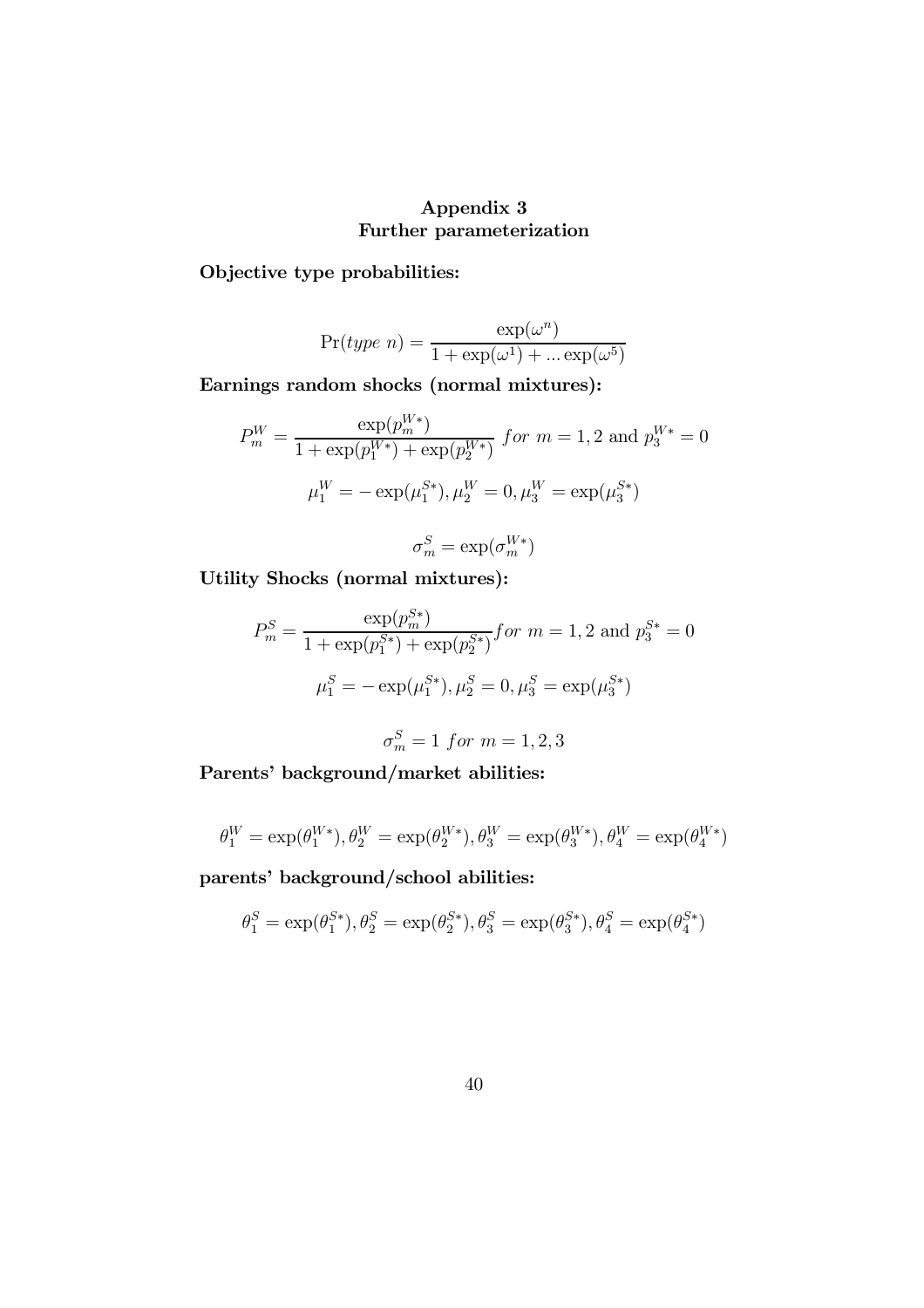# Appendix 3
## Further parameterization

**Objective type probabilities:**

$$\Pr(type\ n) = \frac{\exp(\omega^n)}{1 + \exp(\omega^1) + ... \exp(\omega^5)}$$

**Earnings random shocks (normal mixtures):**

$$P_m^W = \frac{\exp(p_m^{W*})}{1 + \exp(p_1^{W*}) + \exp(p_2^{W*})}\ for\ m = 1, 2 \text{ and } p_3^{W*} = 0$$

$$\mu_1^W = -\exp(\mu_1^{S*}), \mu_2^W = 0, \mu_3^W = \exp(\mu_3^{S*})$$

$$\sigma_m^S = \exp(\sigma_m^{W*})$$

**Utility Shocks (normal mixtures):**

$$P_m^S = \frac{\exp(p_m^{S*})}{1 + \exp(p_1^{S*}) + \exp(p_2^{S*})} for\ m = 1, 2 \text{ and } p_3^{S*} = 0$$

$$\mu_1^S = -\exp(\mu_1^{S*}), \mu_2^S = 0, \mu_3^S = \exp(\mu_3^{S*})$$

$$\sigma_m^S = 1\ for\ m = 1, 2, 3$$

**Parents' background/market abilities:**

$$\theta_1^W = \exp(\theta_1^{W*}), \theta_2^W = \exp(\theta_2^{W*}), \theta_3^W = \exp(\theta_3^{W*}), \theta_4^W = \exp(\theta_4^{W*})$$

**parents' background/school abilities:**

$$\theta_1^S = \exp(\theta_1^{S*}), \theta_2^S = \exp(\theta_2^{S*}), \theta_3^S = \exp(\theta_3^{S*}), \theta_4^S = \exp(\theta_4^{S*})$$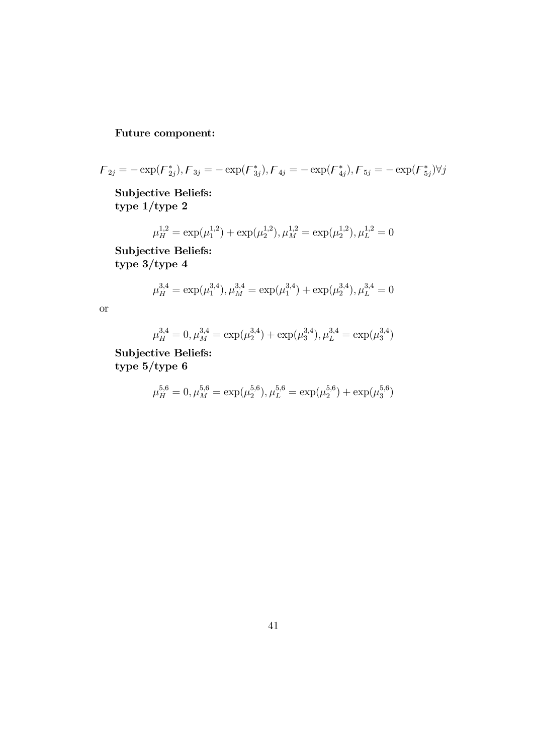**Future component:**

$$F_{2j} = -\exp(F^*_{2j}), F_{3j} = -\exp(F^*_{3j}), F_{4j} = -\exp(F^*_{4j}), F_{5j} = -\exp(F^*_{5j}) \forall j$$

**Subjective Beliefs:**
**type 1/type 2**

$$\mu^{1,2}_H = \exp(\mu^{1,2}_1) + \exp(\mu^{1,2}_2), \mu^{1,2}_M = \exp(\mu^{1,2}_2), \mu^{1,2}_L = 0$$

**Subjective Beliefs:**
**type 3/type 4**

$$\mu^{3,4}_H = \exp(\mu^{3,4}_1), \mu^{3,4}_M = \exp(\mu^{3,4}_1) + \exp(\mu^{3,4}_2), \mu^{3,4}_L = 0$$

or

$$\mu^{3,4}_H = 0, \mu^{3,4}_M = \exp(\mu^{3,4}_2) + \exp(\mu^{3,4}_3), \mu^{3,4}_L = \exp(\mu^{3,4}_3)$$

**Subjective Beliefs:**
**type 5/type 6**

$$\mu^{5,6}_H = 0, \mu^{5,6}_M = \exp(\mu^{5,6}_2), \mu^{5,6}_L = \exp(\mu^{5,6}_2) + \exp(\mu^{5,6}_3)$$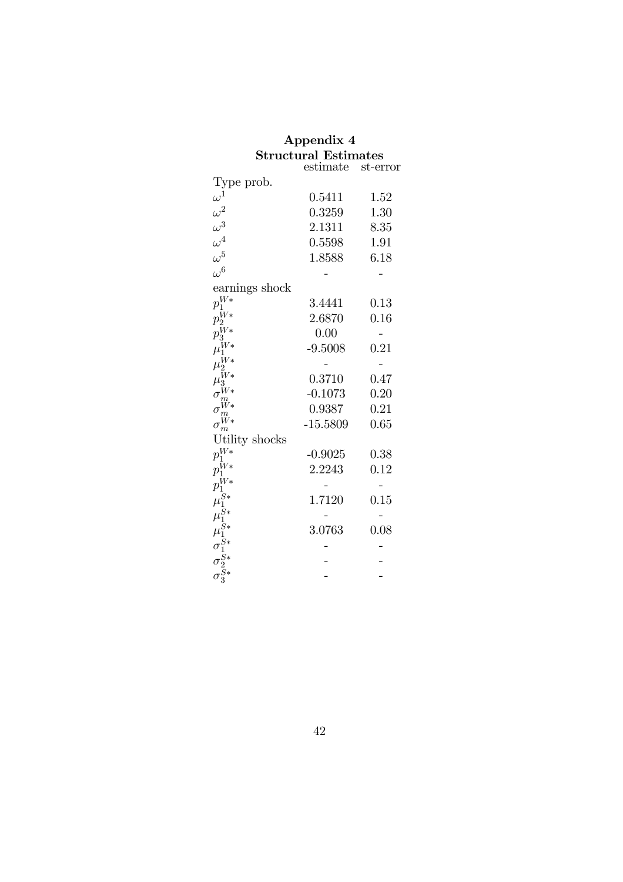## Appendix 4

### Structural Estimates

| | estimate | st-error |
|---|---|---|
| Type prob. | | |
| $\omega^1$ | 0.5411 | 1.52 |
| $\omega^2$ | 0.3259 | 1.30 |
| $\omega^3$ | 2.1311 | 8.35 |
| $\omega^4$ | 0.5598 | 1.91 |
| $\omega^5$ | 1.8588 | 6.18 |
| $\omega^6$ | - | - |
| earnings shock | | |
| $p_1^{W*}$ | 3.4441 | 0.13 |
| $p_2^{W*}$ | 2.6870 | 0.16 |
| $p_3^{W*}$ | 0.00 | - |
| $\mu_1^{W*}$ | -9.5008 | 0.21 |
| $\mu_2^{W*}$ | - | - |
| $\mu_3^{W*}$ | 0.3710 | 0.47 |
| $\sigma_m^{W*}$ | -0.1073 | 0.20 |
| $\sigma_m^{W*}$ | 0.9387 | 0.21 |
| $\sigma_m^{W*}$ | -15.5809 | 0.65 |
| Utility shocks | | |
| $p_1^{W*}$ | -0.9025 | 0.38 |
| $p_1^{W*}$ | 2.2243 | 0.12 |
| $p_1^{W*}$ | - | - |
| $\mu_1^{S*}$ | 1.7120 | 0.15 |
| $\mu_1^{S*}$ | - | - |
| $\mu_1^{S*}$ | 3.0763 | 0.08 |
| $\sigma_1^{S*}$ | - | - |
| $\sigma_2^{S*}$ | - | - |
| $\sigma_3^{S*}$ | - | - |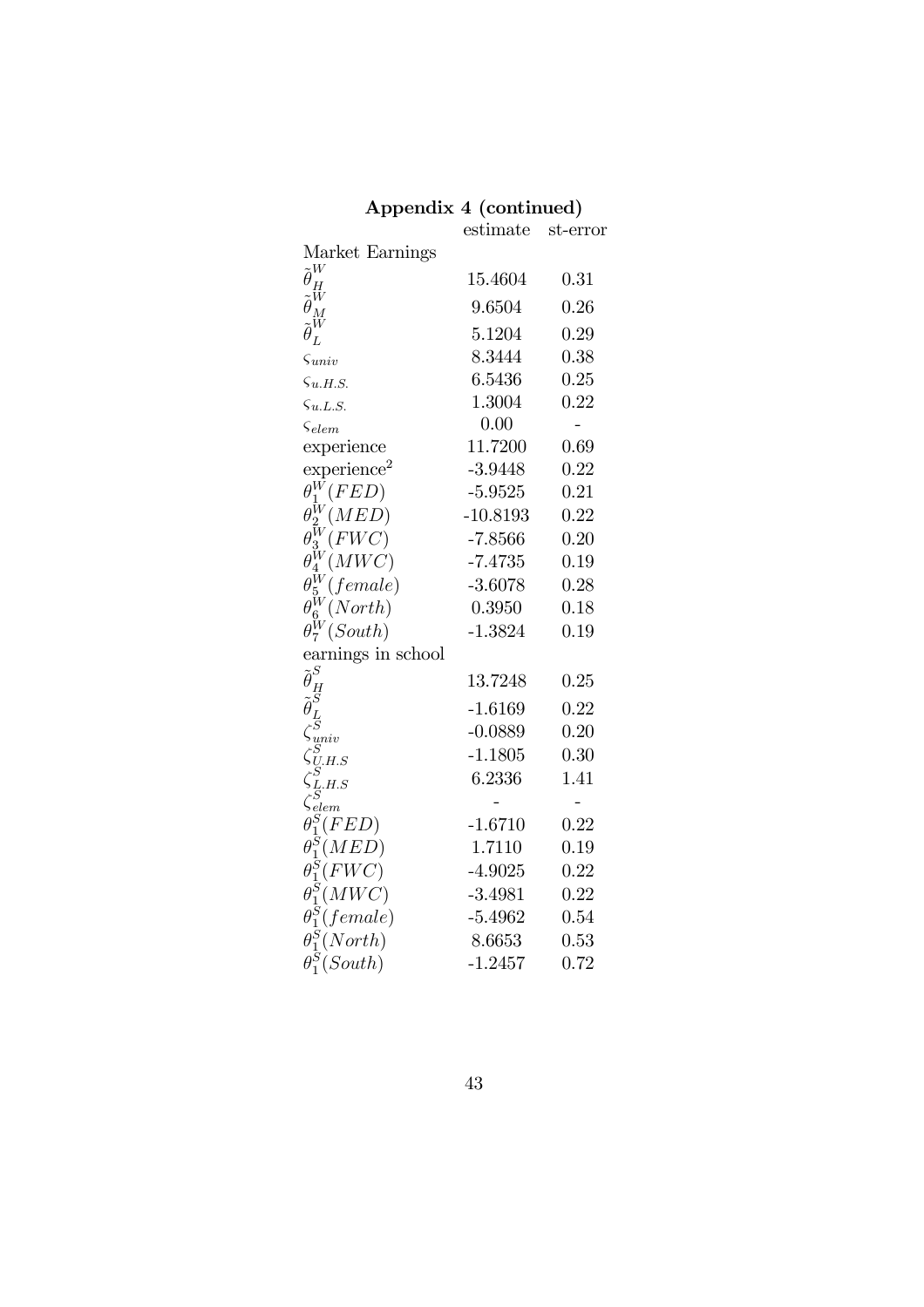## Appendix 4 (continued)

| | estimate | st-error |
|---|---|---|
| Market Earnings | | |
| $\tilde{\theta}_H^W$ | 15.4604 | 0.31 |
| $\tilde{\theta}_M^W$ | 9.6504 | 0.26 |
| $\tilde{\theta}_L^W$ | 5.1204 | 0.29 |
| $\varsigma_{univ}$ | 8.3444 | 0.38 |
| $\varsigma_{u.H.S.}$ | 6.5436 | 0.25 |
| $\varsigma_{u.L.S.}$ | 1.3004 | 0.22 |
| $\varsigma_{elem}$ | 0.00 | - |
| experience | 11.7200 | 0.69 |
| experience$^2$ | -3.9448 | 0.22 |
| $\theta_1^W(FED)$ | -5.9525 | 0.21 |
| $\theta_2^W(MED)$ | -10.8193 | 0.22 |
| $\theta_3^W(FWC)$ | -7.8566 | 0.20 |
| $\theta_4^W(MWC)$ | -7.4735 | 0.19 |
| $\theta_5^W(female)$ | -3.6078 | 0.28 |
| $\theta_6^W(North)$ | 0.3950 | 0.18 |
| $\theta_7^W(South)$ | -1.3824 | 0.19 |
| earnings in school | | |
| $\tilde{\theta}_H^S$ | 13.7248 | 0.25 |
| $\tilde{\theta}_L^S$ | -1.6169 | 0.22 |
| $\zeta_{univ}^S$ | -0.0889 | 0.20 |
| $\zeta_{U.H.S}^S$ | -1.1805 | 0.30 |
| $\zeta_{L.H.S}^S$ | 6.2336 | 1.41 |
| $\zeta_{elem}^S$ | - | - |
| $\theta_1^S(FED)$ | -1.6710 | 0.22 |
| $\theta_1^S(MED)$ | 1.7110 | 0.19 |
| $\theta_1^S(FWC)$ | -4.9025 | 0.22 |
| $\theta_1^S(MWC)$ | -3.4981 | 0.22 |
| $\theta_1^S(female)$ | -5.4962 | 0.54 |
| $\theta_1^S(North)$ | 8.6653 | 0.53 |
| $\theta_1^S(South)$ | -1.2457 | 0.72 |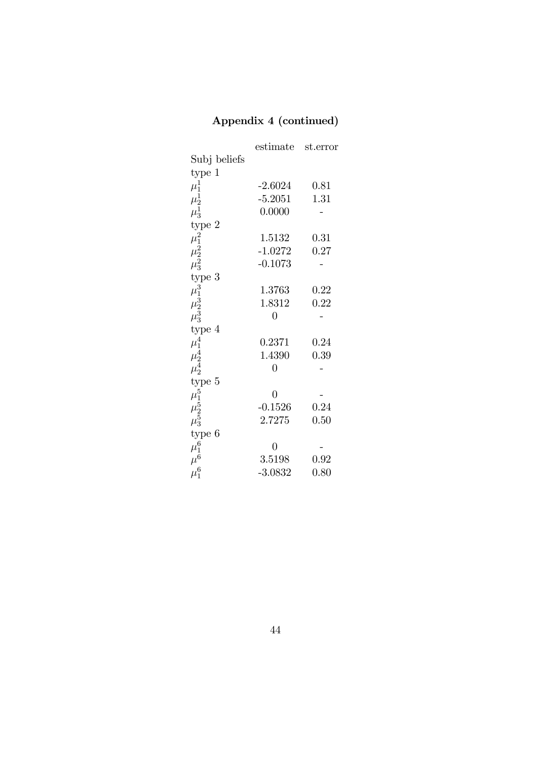# Appendix 4 (continued)

| | estimate | st.error |
|---|---|---|
| Subj beliefs | | |
| type 1 | | |
| $\mu_1^1$ | -2.6024 | 0.81 |
| $\mu_2^1$ | -5.2051 | 1.31 |
| $\mu_3^1$ | 0.0000 | - |
| type 2 | | |
| $\mu_1^2$ | 1.5132 | 0.31 |
| $\mu_2^2$ | -1.0272 | 0.27 |
| $\mu_3^2$ | -0.1073 | - |
| type 3 | | |
| $\mu_1^3$ | 1.3763 | 0.22 |
| $\mu_2^3$ | 1.8312 | 0.22 |
| $\mu_3^3$ | 0 | - |
| type 4 | | |
| $\mu_1^4$ | 0.2371 | 0.24 |
| $\mu_2^4$ | 1.4390 | 0.39 |
| $\mu_2^4$ | 0 | - |
| type 5 | | |
| $\mu_1^5$ | 0 | - |
| $\mu_2^5$ | -0.1526 | 0.24 |
| $\mu_3^5$ | 2.7275 | 0.50 |
| type 6 | | |
| $\mu_1^6$ | 0 | - |
| $\mu^6$ | 3.5198 | 0.92 |
| $\mu_1^6$ | -3.0832 | 0.80 |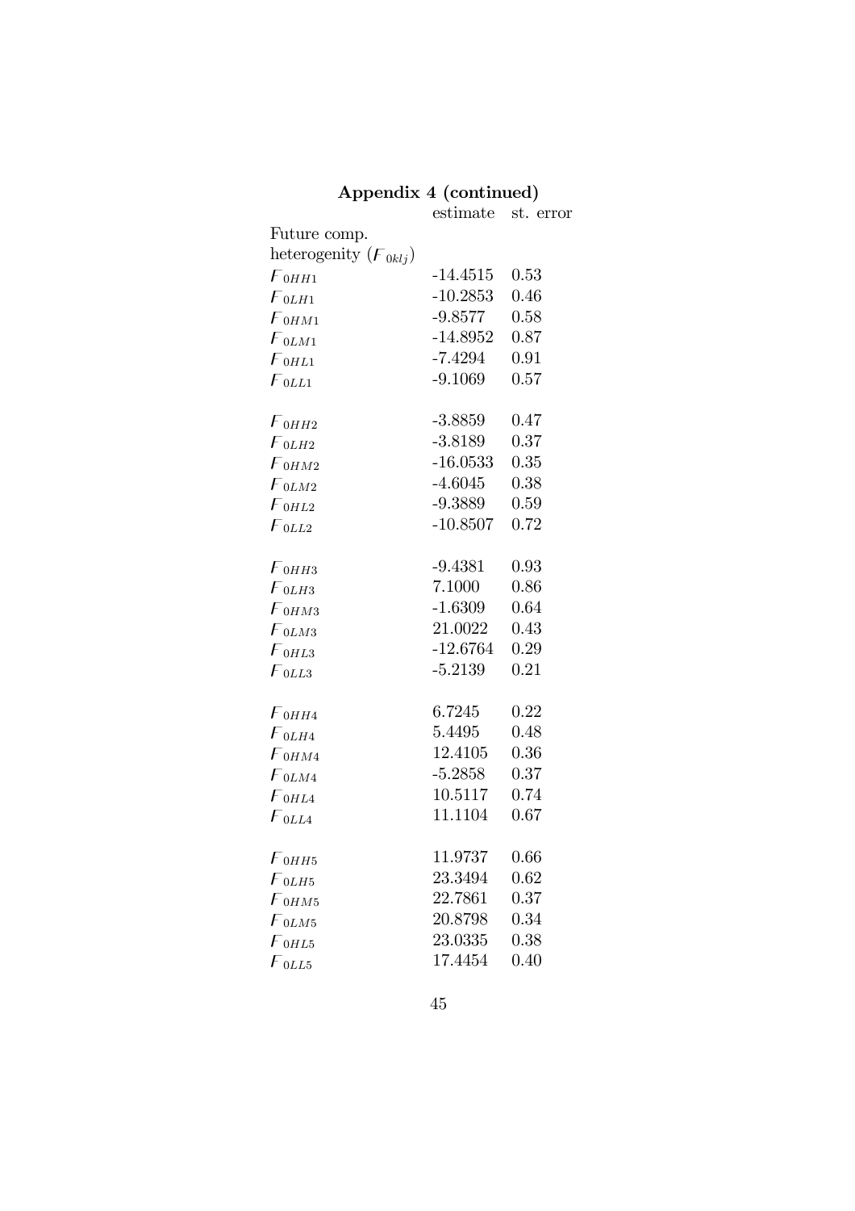## Appendix 4 (continued)

| | estimate | st. error |
|---|---|---|
| Future comp. heterogenity ($F_{0klj}$) | | |
| $F_{0HH1}$ | -14.4515 | 0.53 |
| $F_{0LH1}$ | -10.2853 | 0.46 |
| $F_{0HM1}$ | -9.8577 | 0.58 |
| $F_{0LM1}$ | -14.8952 | 0.87 |
| $F_{0HL1}$ | -7.4294 | 0.91 |
| $F_{0LL1}$ | -9.1069 | 0.57 |
| | | |
| $F_{0HH2}$ | -3.8859 | 0.47 |
| $F_{0LH2}$ | -3.8189 | 0.37 |
| $F_{0HM2}$ | -16.0533 | 0.35 |
| $F_{0LM2}$ | -4.6045 | 0.38 |
| $F_{0HL2}$ | -9.3889 | 0.59 |
| $F_{0LL2}$ | -10.8507 | 0.72 |
| | | |
| $F_{0HH3}$ | -9.4381 | 0.93 |
| $F_{0LH3}$ | 7.1000 | 0.86 |
| $F_{0HM3}$ | -1.6309 | 0.64 |
| $F_{0LM3}$ | 21.0022 | 0.43 |
| $F_{0HL3}$ | -12.6764 | 0.29 |
| $F_{0LL3}$ | -5.2139 | 0.21 |
| | | |
| $F_{0HH4}$ | 6.7245 | 0.22 |
| $F_{0LH4}$ | 5.4495 | 0.48 |
| $F_{0HM4}$ | 12.4105 | 0.36 |
| $F_{0LM4}$ | -5.2858 | 0.37 |
| $F_{0HL4}$ | 10.5117 | 0.74 |
| $F_{0LL4}$ | 11.1104 | 0.67 |
| | | |
| $F_{0HH5}$ | 11.9737 | 0.66 |
| $F_{0LH5}$ | 23.3494 | 0.62 |
| $F_{0HM5}$ | 22.7861 | 0.37 |
| $F_{0LM5}$ | 20.8798 | 0.34 |
| $F_{0HL5}$ | 23.0335 | 0.38 |
| $F_{0LL5}$ | 17.4454 | 0.40 |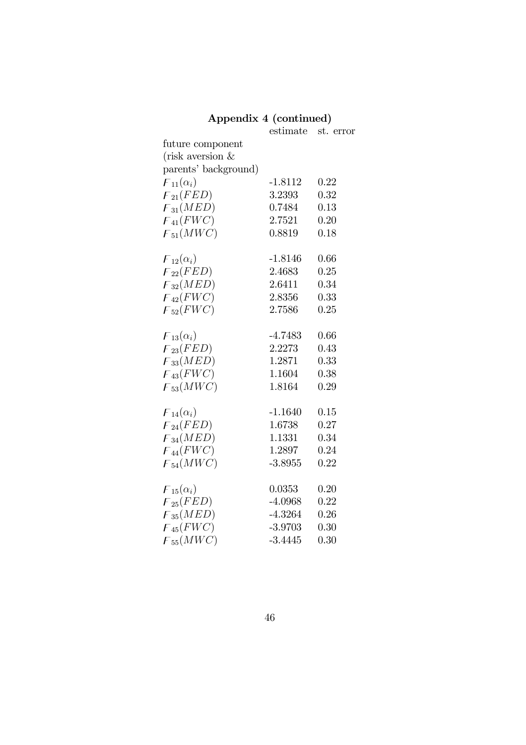## Appendix 4 (continued)

| | estimate | st. error |
|---|---|---|
| future component (risk aversion & parents' background) | | |
| $F_{11}(\alpha_i)$ | -1.8112 | 0.22 |
| $F_{21}(FED)$ | 3.2393 | 0.32 |
| $F_{31}(MED)$ | 0.7484 | 0.13 |
| $F_{41}(FWC)$ | 2.7521 | 0.20 |
| $F_{51}(MWC)$ | 0.8819 | 0.18 |
| | | |
| $F_{12}(\alpha_i)$ | -1.8146 | 0.66 |
| $F_{22}(FED)$ | 2.4683 | 0.25 |
| $F_{32}(MED)$ | 2.6411 | 0.34 |
| $F_{42}(FWC)$ | 2.8356 | 0.33 |
| $F_{52}(FWC)$ | 2.7586 | 0.25 |
| | | |
| $F_{13}(\alpha_i)$ | -4.7483 | 0.66 |
| $F_{23}(FED)$ | 2.2273 | 0.43 |
| $F_{33}(MED)$ | 1.2871 | 0.33 |
| $F_{43}(FWC)$ | 1.1604 | 0.38 |
| $F_{53}(MWC)$ | 1.8164 | 0.29 |
| | | |
| $F_{14}(\alpha_i)$ | -1.1640 | 0.15 |
| $F_{24}(FED)$ | 1.6738 | 0.27 |
| $F_{34}(MED)$ | 1.1331 | 0.34 |
| $F_{44}(FWC)$ | 1.2897 | 0.24 |
| $F_{54}(MWC)$ | -3.8955 | 0.22 |
| | | |
| $F_{15}(\alpha_i)$ | 0.0353 | 0.20 |
| $F_{25}(FED)$ | -4.0968 | 0.22 |
| $F_{35}(MED)$ | -4.3264 | 0.26 |
| $F_{45}(FWC)$ | -3.9703 | 0.30 |
| $F_{55}(MWC)$ | -3.4445 | 0.30 |